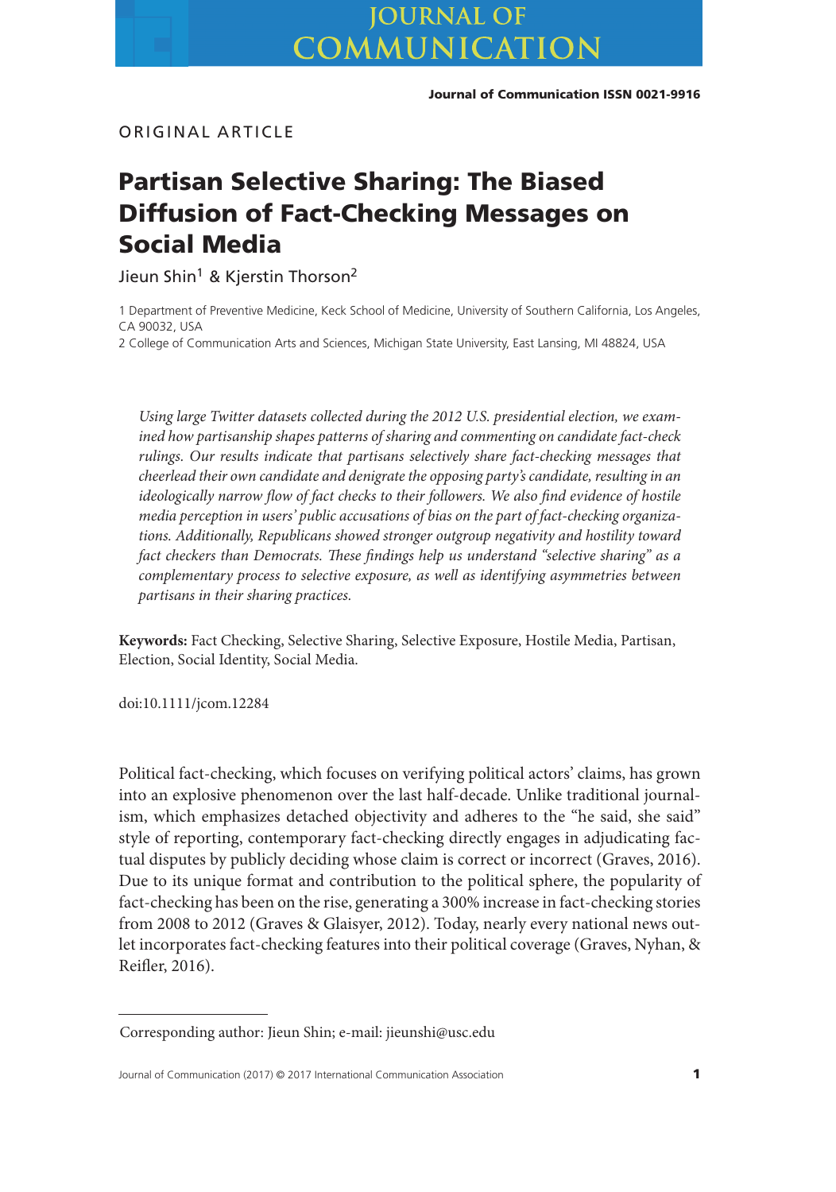ORIGINAL ARTICLE

# Partisan Selective Sharing: The Biased Diffusion of Fact-Checking Messages on Social Media

Jieun Shin[1] & Kjerstin Thorson[2]

1 Department of Preventive Medicine, Keck School of Medicine, University of Southern California, Los Angeles, CA 90032, USA

2 College of Communication Arts and Sciences, Michigan State University, East Lansing, MI 48824, USA

*Using large Twitter datasets collected during the 2012 U.S. presidential election, we examined how partisanship shapes patterns of sharing and commenting on candidate fact-check rulings. Our results indicate that partisans selectively share fact-checking messages that cheerlead their own candidate and denigrate the opposing party's candidate, resulting in an ideologically narrow flow of fact checks to their followers. We also find evidence of hostile media perception in users' public accusations of bias on the part of fact-checking organizations. Additionally, Republicans showed stronger outgroup negativity and hostility toward fact checkers than Democrats. These findings help us understand "selective sharing" as a complementary process to selective exposure, as well as identifying asymmetries between partisans in their sharing practices.*

**Keywords:** Fact Checking, Selective Sharing, Selective Exposure, Hostile Media, Partisan, Election, Social Identity, Social Media.

doi:10.1111/jcom.12284

Political fact-checking, which focuses on verifying political actors' claims, has grown into an explosive phenomenon over the last half-decade. Unlike traditional journalism, which emphasizes detached objectivity and adheres to the "he said, she said" style of reporting, contemporary fact-checking directly engages in adjudicating factual disputes by publicly deciding whose claim is correct or incorrect (Graves, 2016). Due to its unique format and contribution to the political sphere, the popularity of fact-checking has been on the rise, generating a 300% increase in fact-checking stories from 2008 to 2012 (Graves & Glaisyer, 2012). Today, nearly every national news outlet incorporates fact-checking features into their political coverage (Graves, Nyhan, & Reifler, 2016).

Corresponding author: Jieun Shin; e-mail: jieunshi@usc.edu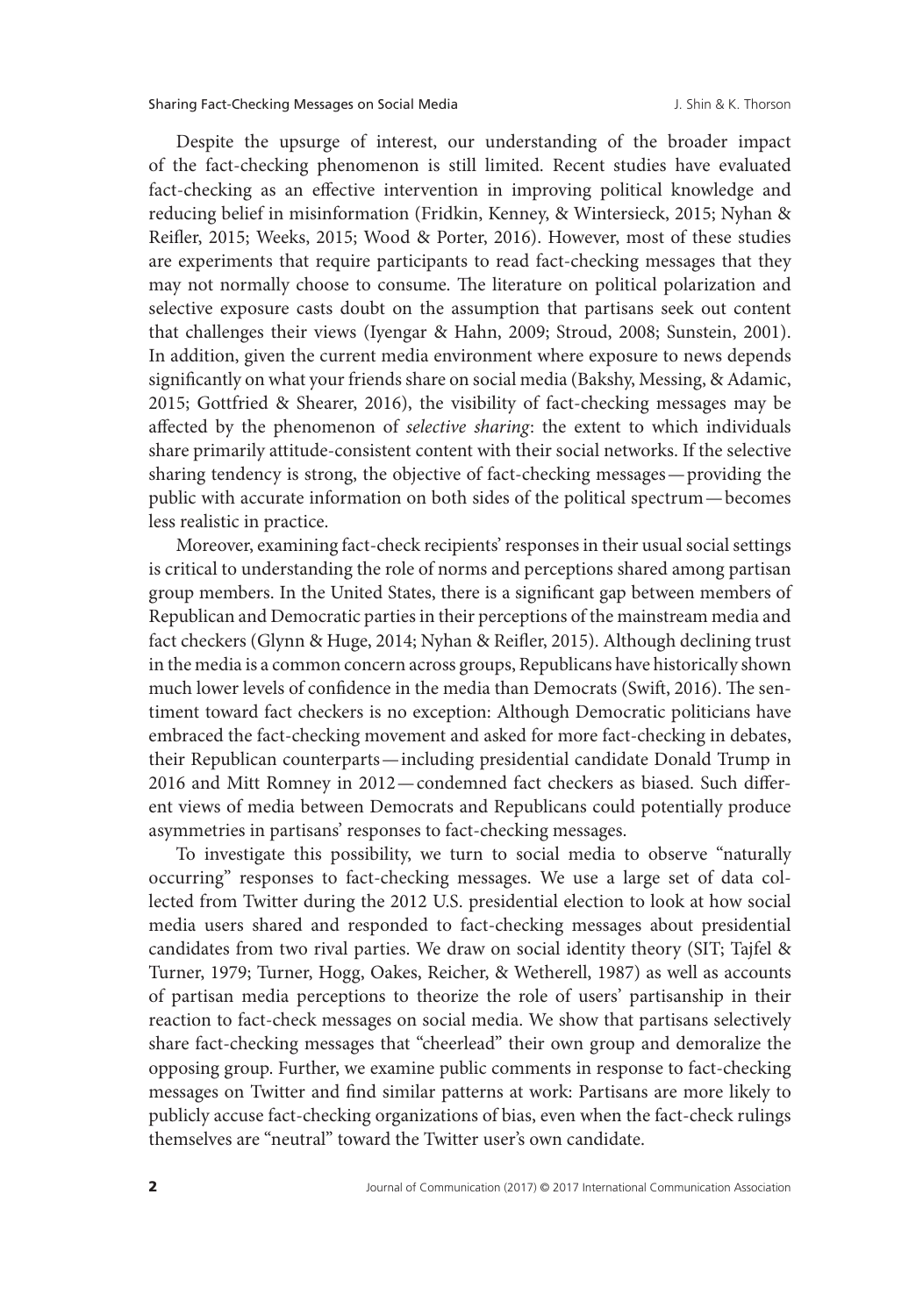Despite the upsurge of interest, our understanding of the broader impact of the fact-checking phenomenon is still limited. Recent studies have evaluated fact-checking as an effective intervention in improving political knowledge and reducing belief in misinformation (Fridkin, Kenney, & Wintersieck, 2015; Nyhan & Reifler, 2015; Weeks, 2015; Wood & Porter, 2016). However, most of these studies are experiments that require participants to read fact-checking messages that they may not normally choose to consume. The literature on political polarization and selective exposure casts doubt on the assumption that partisans seek out content that challenges their views (Iyengar & Hahn, 2009; Stroud, 2008; Sunstein, 2001). In addition, given the current media environment where exposure to news depends significantly on what your friends share on social media (Bakshy, Messing, & Adamic, 2015; Gottfried & Shearer, 2016), the visibility of fact-checking messages may be affected by the phenomenon of *selective sharing*: the extent to which individuals share primarily attitude-consistent content with their social networks. If the selective sharing tendency is strong, the objective of fact-checking messages — providing the public with accurate information on both sides of the political spectrum — becomes less realistic in practice.

Moreover, examining fact-check recipients' responses in their usual social settings is critical to understanding the role of norms and perceptions shared among partisan group members. In the United States, there is a significant gap between members of Republican and Democratic parties in their perceptions of the mainstream media and fact checkers (Glynn & Huge, 2014; Nyhan & Reifler, 2015). Although declining trust in the media is a common concern across groups, Republicans have historically shown much lower levels of confidence in the media than Democrats (Swift, 2016). The sentiment toward fact checkers is no exception: Although Democratic politicians have embraced the fact-checking movement and asked for more fact-checking in debates, their Republican counterparts — including presidential candidate Donald Trump in 2016 and Mitt Romney in 2012 — condemned fact checkers as biased. Such different views of media between Democrats and Republicans could potentially produce asymmetries in partisans' responses to fact-checking messages.

To investigate this possibility, we turn to social media to observe "naturally occurring" responses to fact-checking messages. We use a large set of data collected from Twitter during the 2012 U.S. presidential election to look at how social media users shared and responded to fact-checking messages about presidential candidates from two rival parties. We draw on social identity theory (SIT; Tajfel & Turner, 1979; Turner, Hogg, Oakes, Reicher, & Wetherell, 1987) as well as accounts of partisan media perceptions to theorize the role of users' partisanship in their reaction to fact-check messages on social media. We show that partisans selectively share fact-checking messages that "cheerlead" their own group and demoralize the opposing group. Further, we examine public comments in response to fact-checking messages on Twitter and find similar patterns at work: Partisans are more likely to publicly accuse fact-checking organizations of bias, even when the fact-check rulings themselves are "neutral" toward the Twitter user's own candidate.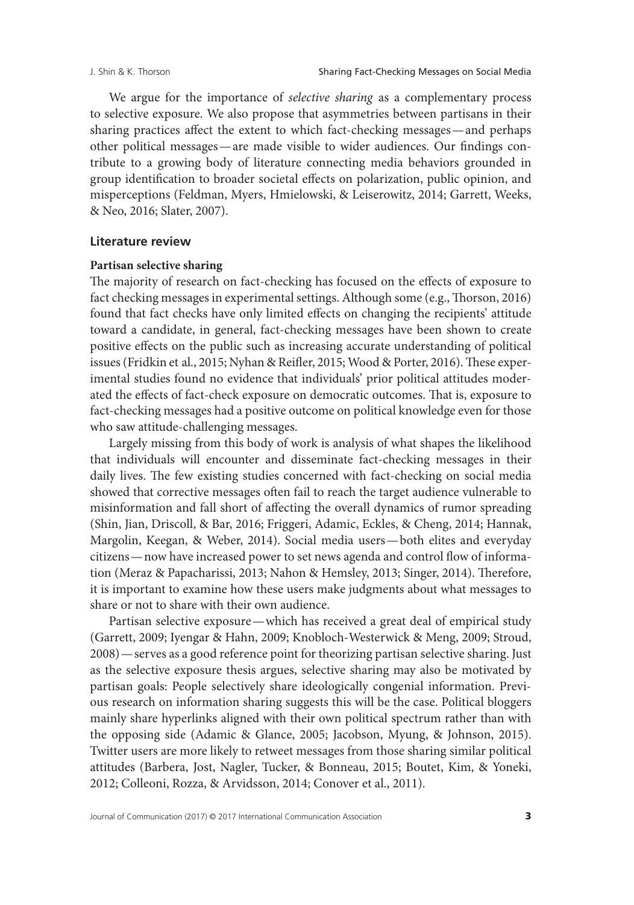We argue for the importance of *selective sharing* as a complementary process to selective exposure. We also propose that asymmetries between partisans in their sharing practices affect the extent to which fact-checking messages—and perhaps other political messages—are made visible to wider audiences. Our findings contribute to a growing body of literature connecting media behaviors grounded in group identification to broader societal effects on polarization, public opinion, and misperceptions (Feldman, Myers, Hmielowski, & Leiserowitz, 2014; Garrett, Weeks, & Neo, 2016; Slater, 2007).

## Literature review

### Partisan selective sharing

The majority of research on fact-checking has focused on the effects of exposure to fact checking messages in experimental settings. Although some (e.g., Thorson, 2016) found that fact checks have only limited effects on changing the recipients' attitude toward a candidate, in general, fact-checking messages have been shown to create positive effects on the public such as increasing accurate understanding of political issues (Fridkin et al., 2015; Nyhan & Reifler, 2015; Wood & Porter, 2016). These experimental studies found no evidence that individuals' prior political attitudes moderated the effects of fact-check exposure on democratic outcomes. That is, exposure to fact-checking messages had a positive outcome on political knowledge even for those who saw attitude-challenging messages.

Largely missing from this body of work is analysis of what shapes the likelihood that individuals will encounter and disseminate fact-checking messages in their daily lives. The few existing studies concerned with fact-checking on social media showed that corrective messages often fail to reach the target audience vulnerable to misinformation and fall short of affecting the overall dynamics of rumor spreading (Shin, Jian, Driscoll, & Bar, 2016; Friggeri, Adamic, Eckles, & Cheng, 2014; Hannak, Margolin, Keegan, & Weber, 2014). Social media users—both elites and everyday citizens—now have increased power to set news agenda and control flow of information (Meraz & Papacharissi, 2013; Nahon & Hemsley, 2013; Singer, 2014). Therefore, it is important to examine how these users make judgments about what messages to share or not to share with their own audience.

Partisan selective exposure—which has received a great deal of empirical study (Garrett, 2009; Iyengar & Hahn, 2009; Knobloch-Westerwick & Meng, 2009; Stroud, 2008)—serves as a good reference point for theorizing partisan selective sharing. Just as the selective exposure thesis argues, selective sharing may also be motivated by partisan goals: People selectively share ideologically congenial information. Previous research on information sharing suggests this will be the case. Political bloggers mainly share hyperlinks aligned with their own political spectrum rather than with the opposing side (Adamic & Glance, 2005; Jacobson, Myung, & Johnson, 2015). Twitter users are more likely to retweet messages from those sharing similar political attitudes (Barbera, Jost, Nagler, Tucker, & Bonneau, 2015; Boutet, Kim, & Yoneki, 2012; Colleoni, Rozza, & Arvidsson, 2014; Conover et al., 2011).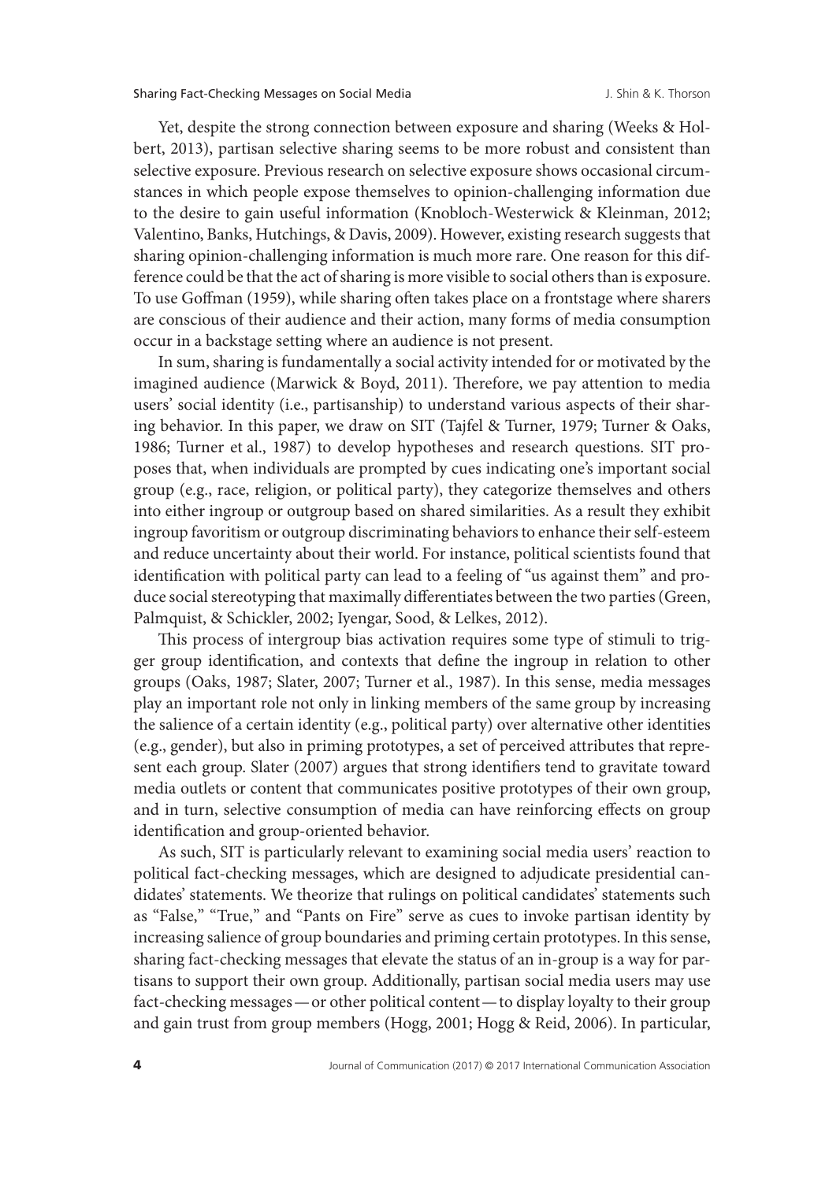Yet, despite the strong connection between exposure and sharing (Weeks & Holbert, 2013), partisan selective sharing seems to be more robust and consistent than selective exposure. Previous research on selective exposure shows occasional circumstances in which people expose themselves to opinion-challenging information due to the desire to gain useful information (Knobloch-Westerwick & Kleinman, 2012; Valentino, Banks, Hutchings, & Davis, 2009). However, existing research suggests that sharing opinion-challenging information is much more rare. One reason for this difference could be that the act of sharing is more visible to social others than is exposure. To use Goffman (1959), while sharing often takes place on a frontstage where sharers are conscious of their audience and their action, many forms of media consumption occur in a backstage setting where an audience is not present.

In sum, sharing is fundamentally a social activity intended for or motivated by the imagined audience (Marwick & Boyd, 2011). Therefore, we pay attention to media users' social identity (i.e., partisanship) to understand various aspects of their sharing behavior. In this paper, we draw on SIT (Tajfel & Turner, 1979; Turner & Oaks, 1986; Turner et al., 1987) to develop hypotheses and research questions. SIT proposes that, when individuals are prompted by cues indicating one's important social group (e.g., race, religion, or political party), they categorize themselves and others into either ingroup or outgroup based on shared similarities. As a result they exhibit ingroup favoritism or outgroup discriminating behaviors to enhance their self-esteem and reduce uncertainty about their world. For instance, political scientists found that identification with political party can lead to a feeling of "us against them" and produce social stereotyping that maximally differentiates between the two parties (Green, Palmquist, & Schickler, 2002; Iyengar, Sood, & Lelkes, 2012).

This process of intergroup bias activation requires some type of stimuli to trigger group identification, and contexts that define the ingroup in relation to other groups (Oaks, 1987; Slater, 2007; Turner et al., 1987). In this sense, media messages play an important role not only in linking members of the same group by increasing the salience of a certain identity (e.g., political party) over alternative other identities (e.g., gender), but also in priming prototypes, a set of perceived attributes that represent each group. Slater (2007) argues that strong identifiers tend to gravitate toward media outlets or content that communicates positive prototypes of their own group, and in turn, selective consumption of media can have reinforcing effects on group identification and group-oriented behavior.

As such, SIT is particularly relevant to examining social media users' reaction to political fact-checking messages, which are designed to adjudicate presidential candidates' statements. We theorize that rulings on political candidates' statements such as "False," "True," and "Pants on Fire" serve as cues to invoke partisan identity by increasing salience of group boundaries and priming certain prototypes. In this sense, sharing fact-checking messages that elevate the status of an in-group is a way for partisans to support their own group. Additionally, partisan social media users may use fact-checking messages — or other political content — to display loyalty to their group and gain trust from group members (Hogg, 2001; Hogg & Reid, 2006). In particular,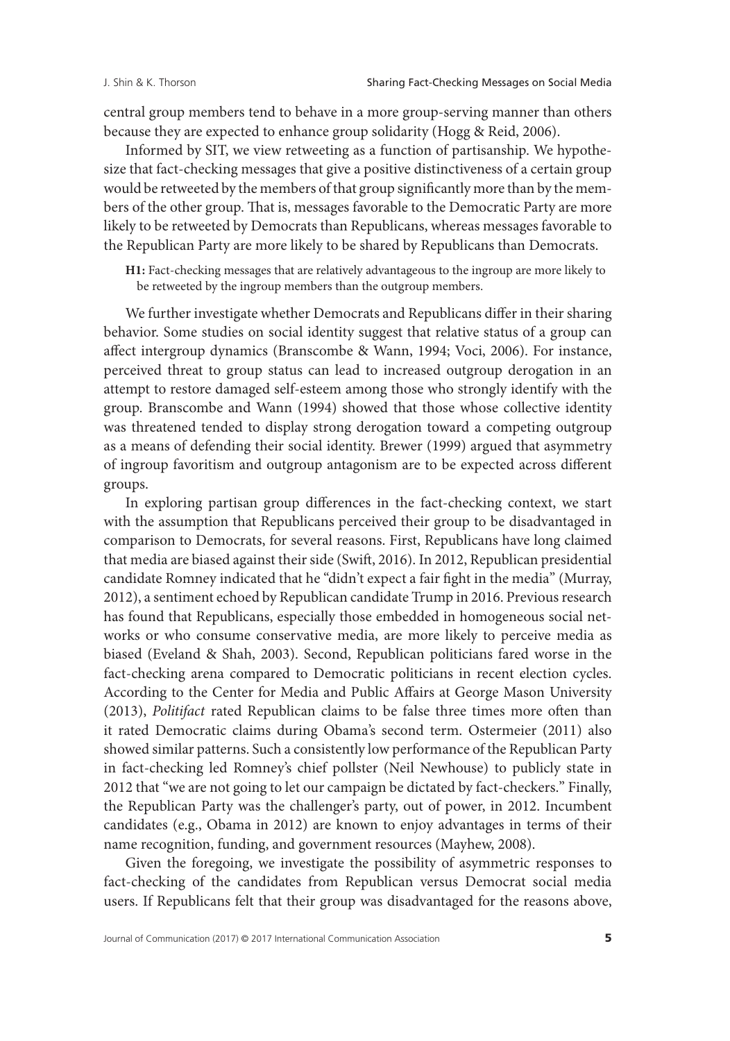central group members tend to behave in a more group-serving manner than others because they are expected to enhance group solidarity (Hogg & Reid, 2006).

Informed by SIT, we view retweeting as a function of partisanship. We hypothesize that fact-checking messages that give a positive distinctiveness of a certain group would be retweeted by the members of that group significantly more than by the members of the other group. That is, messages favorable to the Democratic Party are more likely to be retweeted by Democrats than Republicans, whereas messages favorable to the Republican Party are more likely to be shared by Republicans than Democrats.

> **H1:** Fact-checking messages that are relatively advantageous to the ingroup are more likely to be retweeted by the ingroup members than the outgroup members.

We further investigate whether Democrats and Republicans differ in their sharing behavior. Some studies on social identity suggest that relative status of a group can affect intergroup dynamics (Branscombe & Wann, 1994; Voci, 2006). For instance, perceived threat to group status can lead to increased outgroup derogation in an attempt to restore damaged self-esteem among those who strongly identify with the group. Branscombe and Wann (1994) showed that those whose collective identity was threatened tended to display strong derogation toward a competing outgroup as a means of defending their social identity. Brewer (1999) argued that asymmetry of ingroup favoritism and outgroup antagonism are to be expected across different groups.

In exploring partisan group differences in the fact-checking context, we start with the assumption that Republicans perceived their group to be disadvantaged in comparison to Democrats, for several reasons. First, Republicans have long claimed that media are biased against their side (Swift, 2016). In 2012, Republican presidential candidate Romney indicated that he "didn't expect a fair fight in the media" (Murray, 2012), a sentiment echoed by Republican candidate Trump in 2016. Previous research has found that Republicans, especially those embedded in homogeneous social networks or who consume conservative media, are more likely to perceive media as biased (Eveland & Shah, 2003). Second, Republican politicians fared worse in the fact-checking arena compared to Democratic politicians in recent election cycles. According to the Center for Media and Public Affairs at George Mason University (2013), *Politifact* rated Republican claims to be false three times more often than it rated Democratic claims during Obama's second term. Ostermeier (2011) also showed similar patterns. Such a consistently low performance of the Republican Party in fact-checking led Romney's chief pollster (Neil Newhouse) to publicly state in 2012 that "we are not going to let our campaign be dictated by fact-checkers." Finally, the Republican Party was the challenger's party, out of power, in 2012. Incumbent candidates (e.g., Obama in 2012) are known to enjoy advantages in terms of their name recognition, funding, and government resources (Mayhew, 2008).

Given the foregoing, we investigate the possibility of asymmetric responses to fact-checking of the candidates from Republican versus Democrat social media users. If Republicans felt that their group was disadvantaged for the reasons above,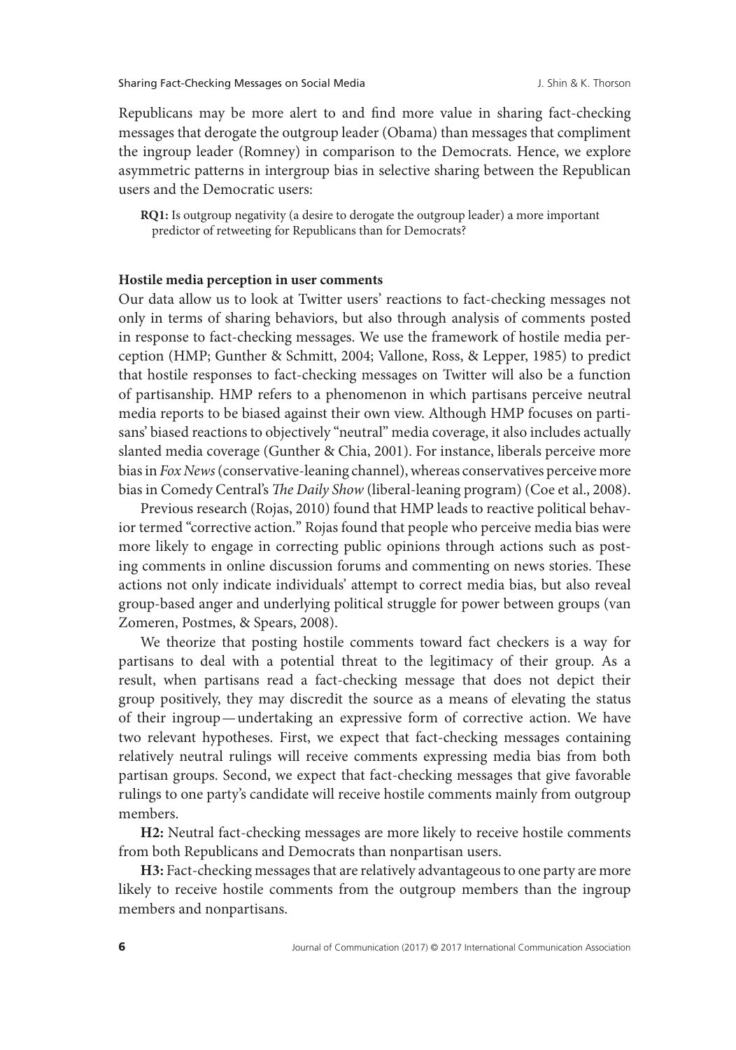Republicans may be more alert to and find more value in sharing fact-checking messages that derogate the outgroup leader (Obama) than messages that compliment the ingroup leader (Romney) in comparison to the Democrats. Hence, we explore asymmetric patterns in intergroup bias in selective sharing between the Republican users and the Democratic users:

**RQ1:** Is outgroup negativity (a desire to derogate the outgroup leader) a more important predictor of retweeting for Republicans than for Democrats?

### Hostile media perception in user comments

Our data allow us to look at Twitter users' reactions to fact-checking messages not only in terms of sharing behaviors, but also through analysis of comments posted in response to fact-checking messages. We use the framework of hostile media perception (HMP; Gunther & Schmitt, 2004; Vallone, Ross, & Lepper, 1985) to predict that hostile responses to fact-checking messages on Twitter will also be a function of partisanship. HMP refers to a phenomenon in which partisans perceive neutral media reports to be biased against their own view. Although HMP focuses on partisans' biased reactions to objectively "neutral" media coverage, it also includes actually slanted media coverage (Gunther & Chia, 2001). For instance, liberals perceive more bias in *Fox News* (conservative-leaning channel), whereas conservatives perceive more bias in Comedy Central's *The Daily Show* (liberal-leaning program) (Coe et al., 2008).

Previous research (Rojas, 2010) found that HMP leads to reactive political behavior termed "corrective action." Rojas found that people who perceive media bias were more likely to engage in correcting public opinions through actions such as posting comments in online discussion forums and commenting on news stories. These actions not only indicate individuals' attempt to correct media bias, but also reveal group-based anger and underlying political struggle for power between groups (van Zomeren, Postmes, & Spears, 2008).

We theorize that posting hostile comments toward fact checkers is a way for partisans to deal with a potential threat to the legitimacy of their group. As a result, when partisans read a fact-checking message that does not depict their group positively, they may discredit the source as a means of elevating the status of their ingroup—undertaking an expressive form of corrective action. We have two relevant hypotheses. First, we expect that fact-checking messages containing relatively neutral rulings will receive comments expressing media bias from both partisan groups. Second, we expect that fact-checking messages that give favorable rulings to one party's candidate will receive hostile comments mainly from outgroup members.

**H2:** Neutral fact-checking messages are more likely to receive hostile comments from both Republicans and Democrats than nonpartisan users.

**H3:** Fact-checking messages that are relatively advantageous to one party are more likely to receive hostile comments from the outgroup members than the ingroup members and nonpartisans.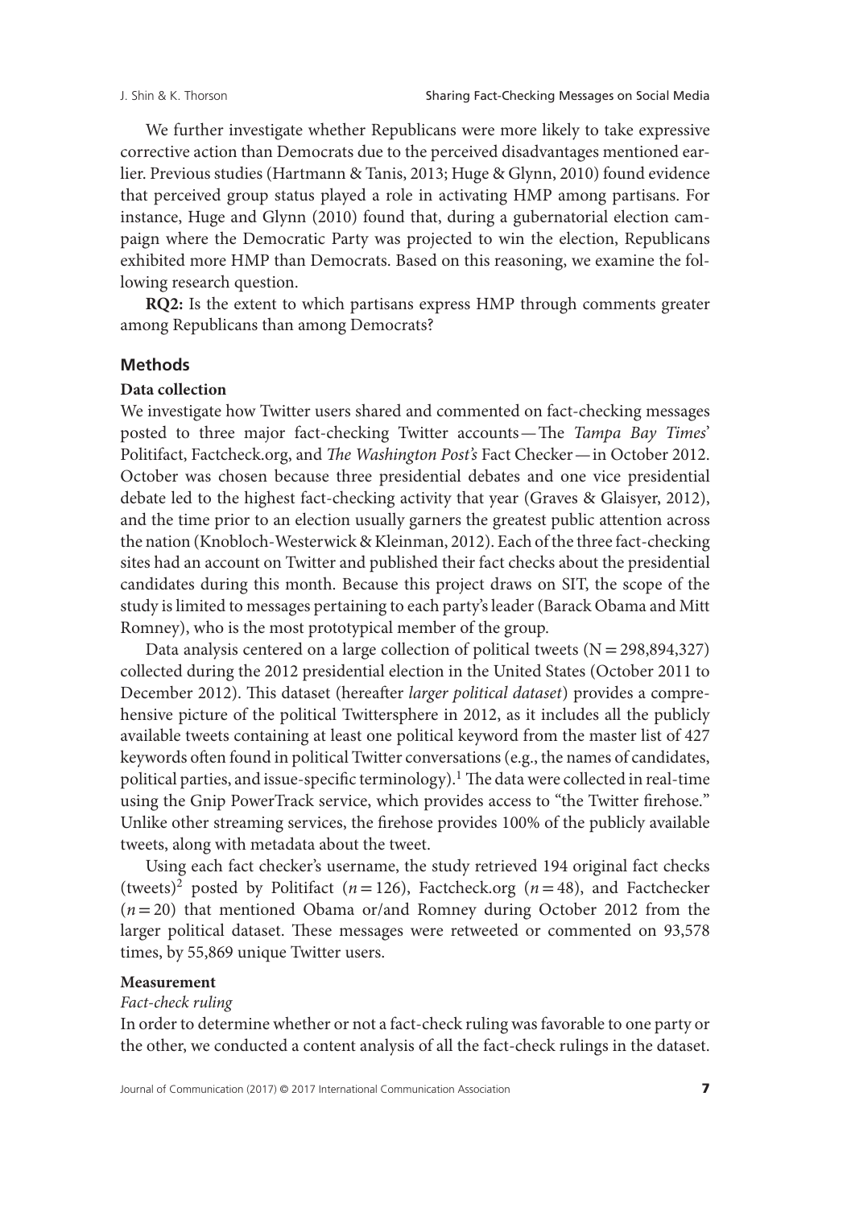We further investigate whether Republicans were more likely to take expressive corrective action than Democrats due to the perceived disadvantages mentioned earlier. Previous studies (Hartmann & Tanis, 2013; Huge & Glynn, 2010) found evidence that perceived group status played a role in activating HMP among partisans. For instance, Huge and Glynn (2010) found that, during a gubernatorial election campaign where the Democratic Party was projected to win the election, Republicans exhibited more HMP than Democrats. Based on this reasoning, we examine the following research question.

**RQ2:** Is the extent to which partisans express HMP through comments greater among Republicans than among Democrats?

## Methods

### Data collection

We investigate how Twitter users shared and commented on fact-checking messages posted to three major fact-checking Twitter accounts—The *Tampa Bay Times*' Politifact, Factcheck.org, and *The Washington Post's* Fact Checker—in October 2012. October was chosen because three presidential debates and one vice presidential debate led to the highest fact-checking activity that year (Graves & Glaisyer, 2012), and the time prior to an election usually garners the greatest public attention across the nation (Knobloch-Westerwick & Kleinman, 2012). Each of the three fact-checking sites had an account on Twitter and published their fact checks about the presidential candidates during this month. Because this project draws on SIT, the scope of the study is limited to messages pertaining to each party's leader (Barack Obama and Mitt Romney), who is the most prototypical member of the group.

Data analysis centered on a large collection of political tweets (N = 298,894,327) collected during the 2012 presidential election in the United States (October 2011 to December 2012). This dataset (hereafter *larger political dataset*) provides a comprehensive picture of the political Twittersphere in 2012, as it includes all the publicly available tweets containing at least one political keyword from the master list of 427 keywords often found in political Twitter conversations (e.g., the names of candidates, political parties, and issue-specific terminology).[1] The data were collected in real-time using the Gnip PowerTrack service, which provides access to "the Twitter firehose." Unlike other streaming services, the firehose provides 100% of the publicly available tweets, along with metadata about the tweet.

Using each fact checker's username, the study retrieved 194 original fact checks (tweets)[2] posted by Politifact ($n = 126$), Factcheck.org ($n = 48$), and Factchecker ($n = 20$) that mentioned Obama or/and Romney during October 2012 from the larger political dataset. These messages were retweeted or commented on 93,578 times, by 55,869 unique Twitter users.

### Measurement

*Fact-check ruling*

In order to determine whether or not a fact-check ruling was favorable to one party or the other, we conducted a content analysis of all the fact-check rulings in the dataset.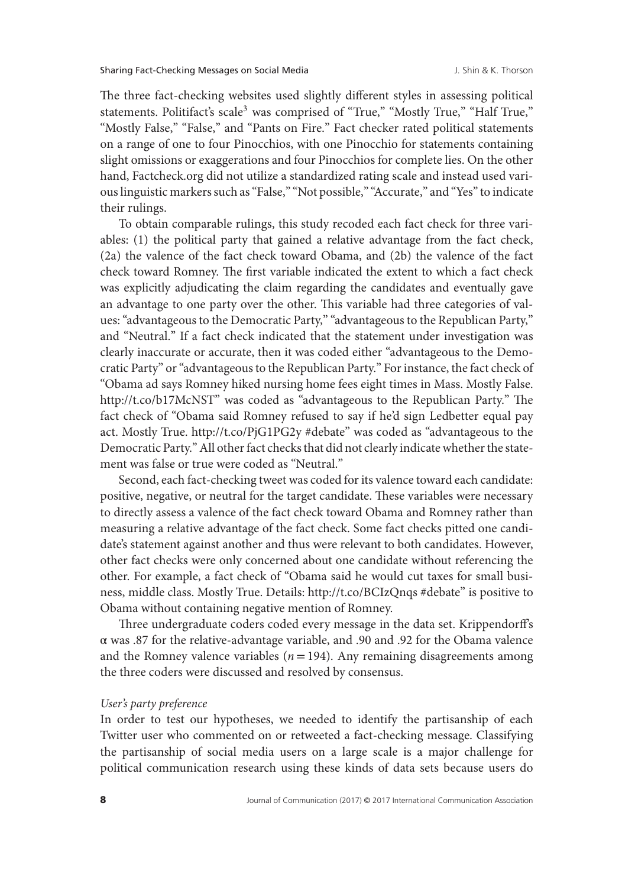The three fact-checking websites used slightly different styles in assessing political statements. Politifact's scale[3] was comprised of "True," "Mostly True," "Half True," "Mostly False," "False," and "Pants on Fire." Fact checker rated political statements on a range of one to four Pinocchios, with one Pinocchio for statements containing slight omissions or exaggerations and four Pinocchios for complete lies. On the other hand, Factcheck.org did not utilize a standardized rating scale and instead used various linguistic markers such as "False," "Not possible," "Accurate," and "Yes" to indicate their rulings.

To obtain comparable rulings, this study recoded each fact check for three variables: (1) the political party that gained a relative advantage from the fact check, (2a) the valence of the fact check toward Obama, and (2b) the valence of the fact check toward Romney. The first variable indicated the extent to which a fact check was explicitly adjudicating the claim regarding the candidates and eventually gave an advantage to one party over the other. This variable had three categories of values: "advantageous to the Democratic Party," "advantageous to the Republican Party," and "Neutral." If a fact check indicated that the statement under investigation was clearly inaccurate or accurate, then it was coded either "advantageous to the Democratic Party" or "advantageous to the Republican Party." For instance, the fact check of "Obama ad says Romney hiked nursing home fees eight times in Mass. Mostly False. http://t.co/b17McNST" was coded as "advantageous to the Republican Party." The fact check of "Obama said Romney refused to say if he'd sign Ledbetter equal pay act. Mostly True. http://t.co/PjG1PG2y #debate" was coded as "advantageous to the Democratic Party." All other fact checks that did not clearly indicate whether the statement was false or true were coded as "Neutral."

Second, each fact-checking tweet was coded for its valence toward each candidate: positive, negative, or neutral for the target candidate. These variables were necessary to directly assess a valence of the fact check toward Obama and Romney rather than measuring a relative advantage of the fact check. Some fact checks pitted one candidate's statement against another and thus were relevant to both candidates. However, other fact checks were only concerned about one candidate without referencing the other. For example, a fact check of "Obama said he would cut taxes for small business, middle class. Mostly True. Details: http://t.co/BCIzQnqs #debate" is positive to Obama without containing negative mention of Romney.

Three undergraduate coders coded every message in the data set. Krippendorff's $\alpha$ was .87 for the relative-advantage variable, and .90 and .92 for the Obama valence and the Romney valence variables ($n = 194$). Any remaining disagreements among the three coders were discussed and resolved by consensus.

*User's party preference*

In order to test our hypotheses, we needed to identify the partisanship of each Twitter user who commented on or retweeted a fact-checking message. Classifying the partisanship of social media users on a large scale is a major challenge for political communication research using these kinds of data sets because users do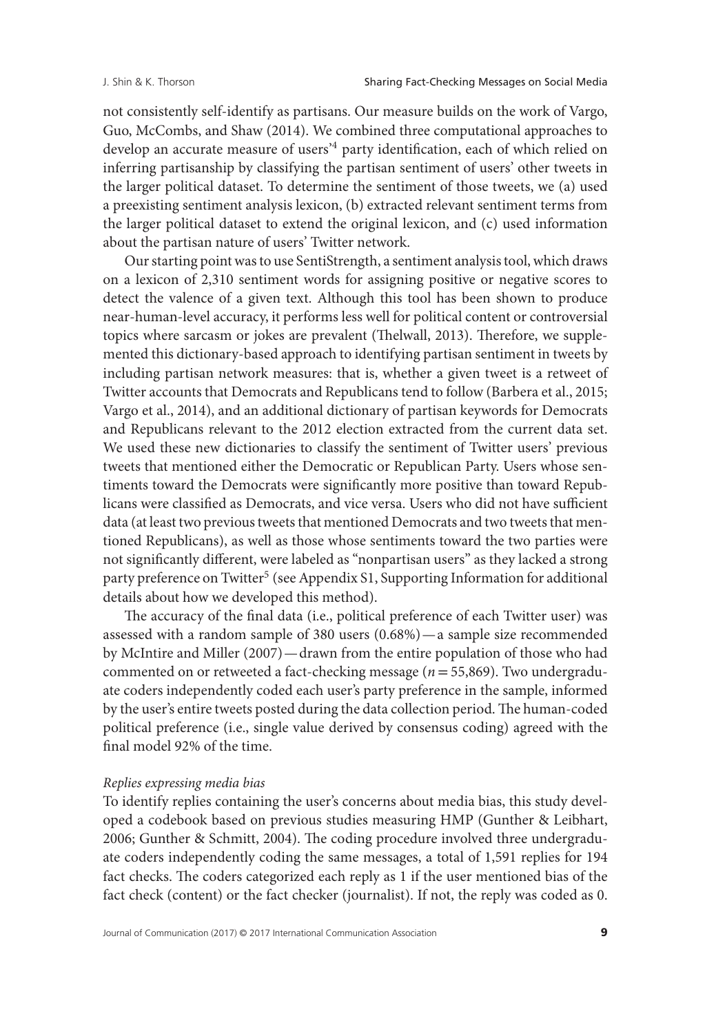not consistently self-identify as partisans. Our measure builds on the work of Vargo, Guo, McCombs, and Shaw (2014). We combined three computational approaches to develop an accurate measure of users'[4] party identification, each of which relied on inferring partisanship by classifying the partisan sentiment of users' other tweets in the larger political dataset. To determine the sentiment of those tweets, we (a) used a preexisting sentiment analysis lexicon, (b) extracted relevant sentiment terms from the larger political dataset to extend the original lexicon, and (c) used information about the partisan nature of users' Twitter network.

Our starting point was to use SentiStrength, a sentiment analysis tool, which draws on a lexicon of 2,310 sentiment words for assigning positive or negative scores to detect the valence of a given text. Although this tool has been shown to produce near-human-level accuracy, it performs less well for political content or controversial topics where sarcasm or jokes are prevalent (Thelwall, 2013). Therefore, we supplemented this dictionary-based approach to identifying partisan sentiment in tweets by including partisan network measures: that is, whether a given tweet is a retweet of Twitter accounts that Democrats and Republicans tend to follow (Barbera et al., 2015; Vargo et al., 2014), and an additional dictionary of partisan keywords for Democrats and Republicans relevant to the 2012 election extracted from the current data set. We used these new dictionaries to classify the sentiment of Twitter users' previous tweets that mentioned either the Democratic or Republican Party. Users whose sentiments toward the Democrats were significantly more positive than toward Republicans were classified as Democrats, and vice versa. Users who did not have sufficient data (at least two previous tweets that mentioned Democrats and two tweets that mentioned Republicans), as well as those whose sentiments toward the two parties were not significantly different, were labeled as "nonpartisan users" as they lacked a strong party preference on Twitter[5] (see Appendix S1, Supporting Information for additional details about how we developed this method).

The accuracy of the final data (i.e., political preference of each Twitter user) was assessed with a random sample of 380 users (0.68%)—a sample size recommended by McIntire and Miller (2007)—drawn from the entire population of those who had commented on or retweeted a fact-checking message ($n = 55{,}869$). Two undergraduate coders independently coded each user's party preference in the sample, informed by the user's entire tweets posted during the data collection period. The human-coded political preference (i.e., single value derived by consensus coding) agreed with the final model 92% of the time.

*Replies expressing media bias*

To identify replies containing the user's concerns about media bias, this study developed a codebook based on previous studies measuring HMP (Gunther & Leibhart, 2006; Gunther & Schmitt, 2004). The coding procedure involved three undergraduate coders independently coding the same messages, a total of 1,591 replies for 194 fact checks. The coders categorized each reply as 1 if the user mentioned bias of the fact check (content) or the fact checker (journalist). If not, the reply was coded as 0.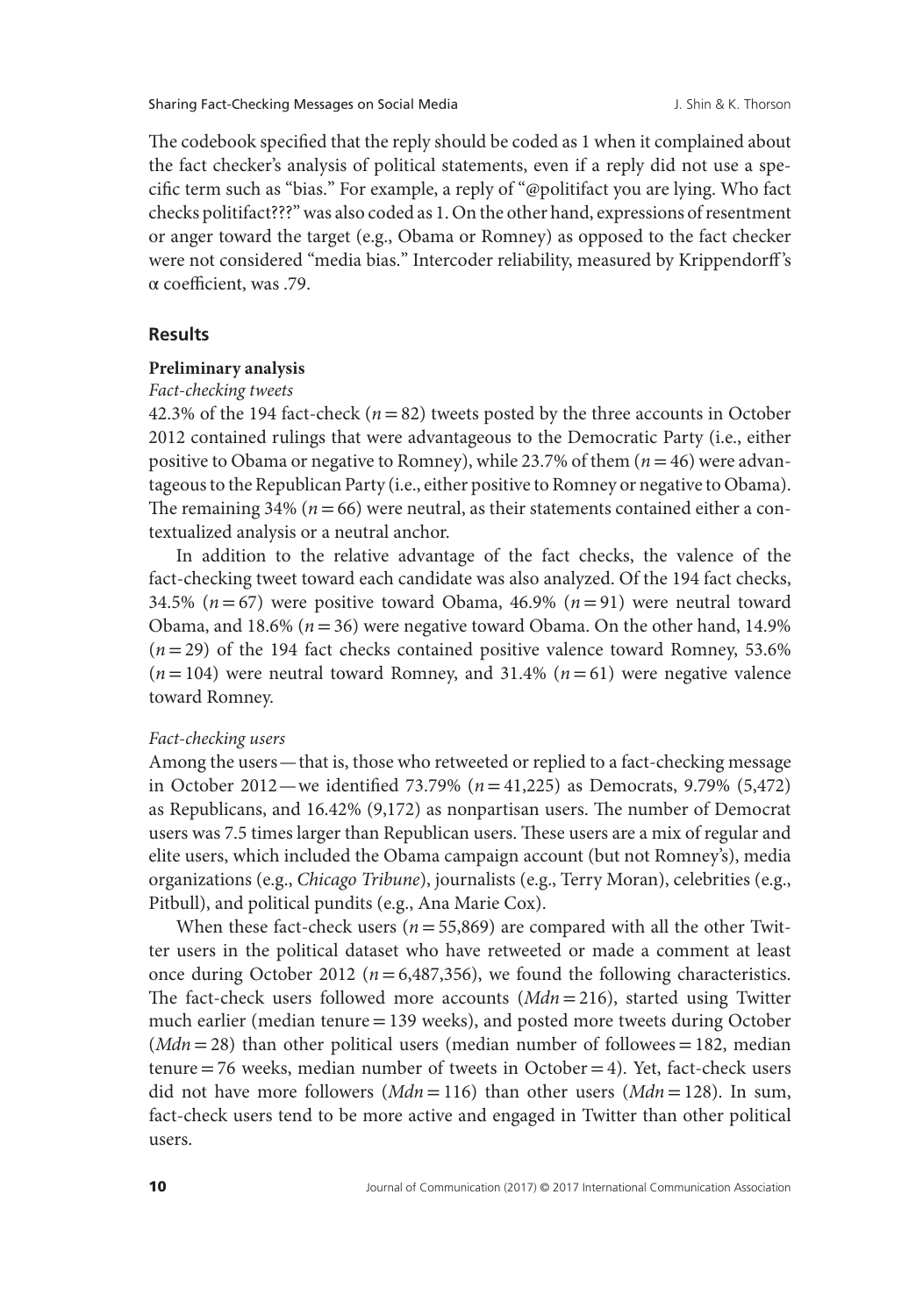The codebook specified that the reply should be coded as 1 when it complained about the fact checker's analysis of political statements, even if a reply did not use a specific term such as "bias." For example, a reply of "@politifact you are lying. Who fact checks politifact???" was also coded as 1. On the other hand, expressions of resentment or anger toward the target (e.g., Obama or Romney) as opposed to the fact checker were not considered "media bias." Intercoder reliability, measured by Krippendorff's α coefficient, was .79.

## Results

### Preliminary analysis

*Fact-checking tweets*

42.3% of the 194 fact-check ($n = 82$) tweets posted by the three accounts in October 2012 contained rulings that were advantageous to the Democratic Party (i.e., either positive to Obama or negative to Romney), while 23.7% of them ($n = 46$) were advantageous to the Republican Party (i.e., either positive to Romney or negative to Obama). The remaining 34% ($n = 66$) were neutral, as their statements contained either a contextualized analysis or a neutral anchor.

In addition to the relative advantage of the fact checks, the valence of the fact-checking tweet toward each candidate was also analyzed. Of the 194 fact checks, 34.5% ($n = 67$) were positive toward Obama, 46.9% ($n = 91$) were neutral toward Obama, and 18.6% ($n = 36$) were negative toward Obama. On the other hand, 14.9% ($n = 29$) of the 194 fact checks contained positive valence toward Romney, 53.6% ($n = 104$) were neutral toward Romney, and 31.4% ($n = 61$) were negative valence toward Romney.

*Fact-checking users*

Among the users—that is, those who retweeted or replied to a fact-checking message in October 2012—we identified 73.79% ($n = 41{,}225$) as Democrats, 9.79% (5,472) as Republicans, and 16.42% (9,172) as nonpartisan users. The number of Democrat users was 7.5 times larger than Republican users. These users are a mix of regular and elite users, which included the Obama campaign account (but not Romney's), media organizations (e.g., *Chicago Tribune*), journalists (e.g., Terry Moran), celebrities (e.g., Pitbull), and political pundits (e.g., Ana Marie Cox).

When these fact-check users ($n = 55{,}869$) are compared with all the other Twitter users in the political dataset who have retweeted or made a comment at least once during October 2012 ($n = 6{,}487{,}356$), we found the following characteristics. The fact-check users followed more accounts ($Mdn = 216$), started using Twitter much earlier (median tenure = 139 weeks), and posted more tweets during October ($Mdn = 28$) than other political users (median number of followees = 182, median tenure = 76 weeks, median number of tweets in October = 4). Yet, fact-check users did not have more followers ($Mdn = 116$) than other users ($Mdn = 128$). In sum, fact-check users tend to be more active and engaged in Twitter than other political users.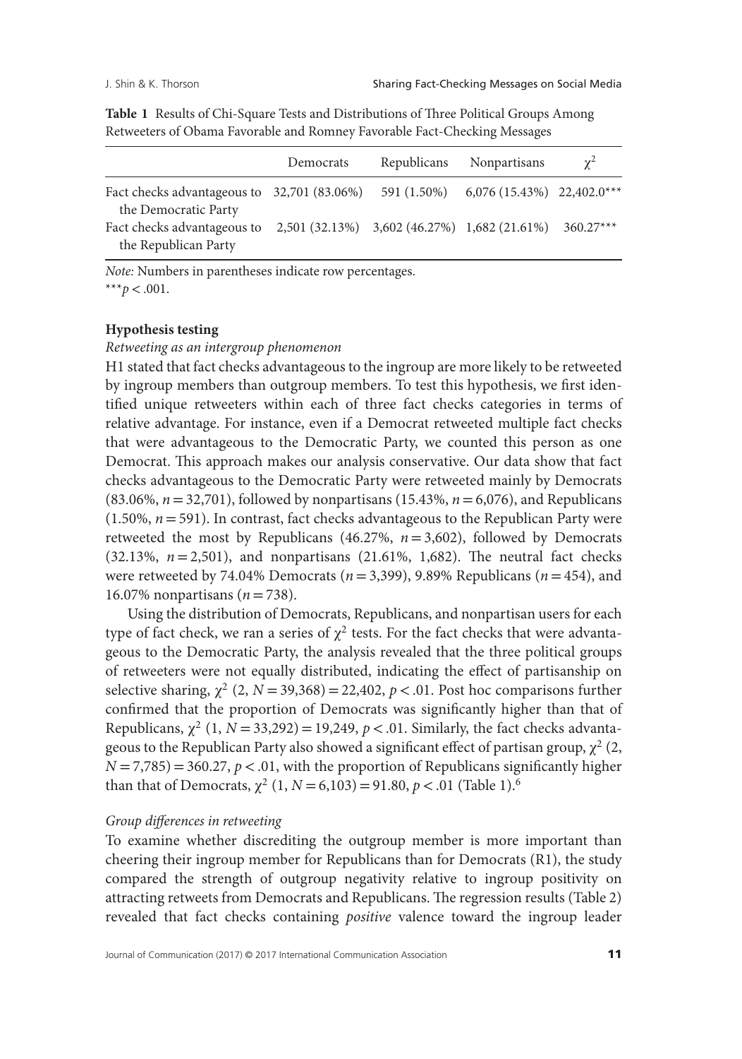**Table 1** Results of Chi-Square Tests and Distributions of Three Political Groups Among Retweeters of Obama Favorable and Romney Favorable Fact-Checking Messages

| | Democrats | Republicans | Nonpartisans | $\chi^2$ |
|---|---|---|---|---|
| Fact checks advantageous to the Democratic Party | 32,701 (83.06%) | 591 (1.50%) | 6,076 (15.43%) | 22,402.0*** |
| Fact checks advantageous to the Republican Party | 2,501 (32.13%) | 3,602 (46.27%) | 1,682 (21.61%) | 360.27*** |

*Note:* Numbers in parentheses indicate row percentages.
***$p < .001$.

**Hypothesis testing**

*Retweeting as an intergroup phenomenon*

H1 stated that fact checks advantageous to the ingroup are more likely to be retweeted by ingroup members than outgroup members. To test this hypothesis, we first identified unique retweeters within each of three fact checks categories in terms of relative advantage. For instance, even if a Democrat retweeted multiple fact checks that were advantageous to the Democratic Party, we counted this person as one Democrat. This approach makes our analysis conservative. Our data show that fact checks advantageous to the Democratic Party were retweeted mainly by Democrats (83.06%, $n = 32{,}701$), followed by nonpartisans (15.43%, $n = 6{,}076$), and Republicans (1.50%, $n = 591$). In contrast, fact checks advantageous to the Republican Party were retweeted the most by Republicans (46.27%, $n = 3{,}602$), followed by Democrats (32.13%, $n = 2{,}501$), and nonpartisans (21.61%, 1,682). The neutral fact checks were retweeted by 74.04% Democrats ($n = 3{,}399$), 9.89% Republicans ($n = 454$), and 16.07% nonpartisans ($n = 738$).

Using the distribution of Democrats, Republicans, and nonpartisan users for each type of fact check, we ran a series of $\chi^2$ tests. For the fact checks that were advantageous to the Democratic Party, the analysis revealed that the three political groups of retweeters were not equally distributed, indicating the effect of partisanship on selective sharing, $\chi^2$ (2, $N = 39{,}368$) = 22,402, $p < .01$. Post hoc comparisons further confirmed that the proportion of Democrats was significantly higher than that of Republicans, $\chi^2$ (1, $N = 33{,}292$) = 19,249, $p < .01$. Similarly, the fact checks advantageous to the Republican Party also showed a significant effect of partisan group, $\chi^2$ (2, $N = 7{,}785$) = 360.27, $p < .01$, with the proportion of Republicans significantly higher than that of Democrats, $\chi^2$ (1, $N = 6{,}103$) = 91.80, $p < .01$ (Table 1).[6]

*Group differences in retweeting*

To examine whether discrediting the outgroup member is more important than cheering their ingroup member for Republicans than for Democrats (R1), the study compared the strength of outgroup negativity relative to ingroup positivity on attracting retweets from Democrats and Republicans. The regression results (Table 2) revealed that fact checks containing *positive* valence toward the ingroup leader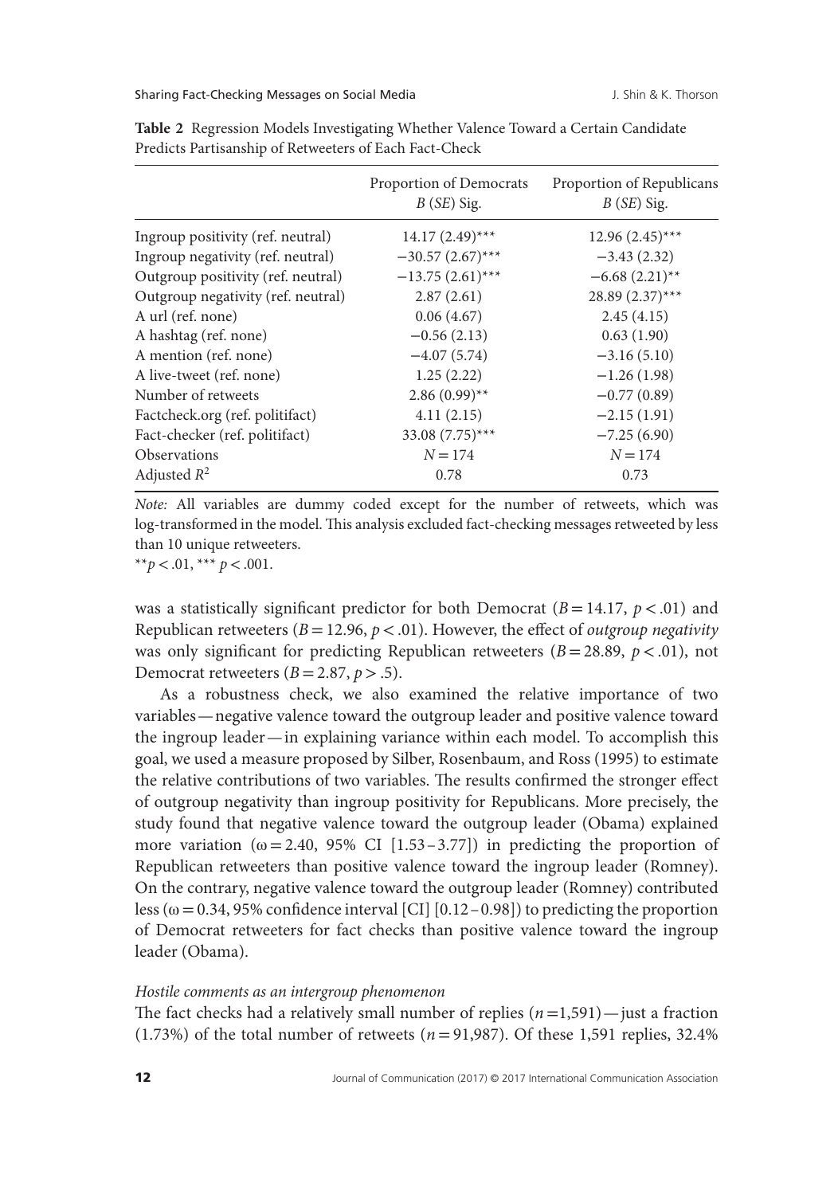**Table 2** Regression Models Investigating Whether Valence Toward a Certain Candidate Predicts Partisanship of Retweeters of Each Fact-Check

| | Proportion of Democrats $B$ ($SE$) Sig. | Proportion of Republicans $B$ ($SE$) Sig. |
|---|---|---|
| Ingroup positivity (ref. neutral) | 14.17 (2.49)*** | 12.96 (2.45)*** |
| Ingroup negativity (ref. neutral) | −30.57 (2.67)*** | −3.43 (2.32) |
| Outgroup positivity (ref. neutral) | −13.75 (2.61)*** | −6.68 (2.21)** |
| Outgroup negativity (ref. neutral) | 2.87 (2.61) | 28.89 (2.37)*** |
| A url (ref. none) | 0.06 (4.67) | 2.45 (4.15) |
| A hashtag (ref. none) | −0.56 (2.13) | 0.63 (1.90) |
| A mention (ref. none) | −4.07 (5.74) | −3.16 (5.10) |
| A live-tweet (ref. none) | 1.25 (2.22) | −1.26 (1.98) |
| Number of retweets | 2.86 (0.99)** | −0.77 (0.89) |
| Factcheck.org (ref. politifact) | 4.11 (2.15) | −2.15 (1.91) |
| Fact-checker (ref. politifact) | 33.08 (7.75)*** | −7.25 (6.90) |
| Observations | $N = 174$ | $N = 174$ |
| Adjusted $R^2$ | 0.78 | 0.73 |

*Note:* All variables are dummy coded except for the number of retweets, which was log-transformed in the model. This analysis excluded fact-checking messages retweeted by less than 10 unique retweeters.
$^{**}p < .01$, $^{***}p < .001$.

was a statistically significant predictor for both Democrat ($B = 14.17$, $p < .01$) and Republican retweeters ($B = 12.96$, $p < .01$). However, the effect of *outgroup negativity* was only significant for predicting Republican retweeters ($B = 28.89$, $p < .01$), not Democrat retweeters ($B = 2.87$, $p > .5$).

As a robustness check, we also examined the relative importance of two variables—negative valence toward the outgroup leader and positive valence toward the ingroup leader—in explaining variance within each model. To accomplish this goal, we used a measure proposed by Silber, Rosenbaum, and Ross (1995) to estimate the relative contributions of two variables. The results confirmed the stronger effect of outgroup negativity than ingroup positivity for Republicans. More precisely, the study found that negative valence toward the outgroup leader (Obama) explained more variation ($\omega = 2.40$, 95% CI [1.53–3.77]) in predicting the proportion of Republican retweeters than positive valence toward the ingroup leader (Romney). On the contrary, negative valence toward the outgroup leader (Romney) contributed less ($\omega = 0.34$, 95% confidence interval [CI] [0.12–0.98]) to predicting the proportion of Democrat retweeters for fact checks than positive valence toward the ingroup leader (Obama).

*Hostile comments as an intergroup phenomenon*

The fact checks had a relatively small number of replies ($n = 1{,}591$)—just a fraction (1.73%) of the total number of retweets ($n = 91{,}987$). Of these 1,591 replies, 32.4%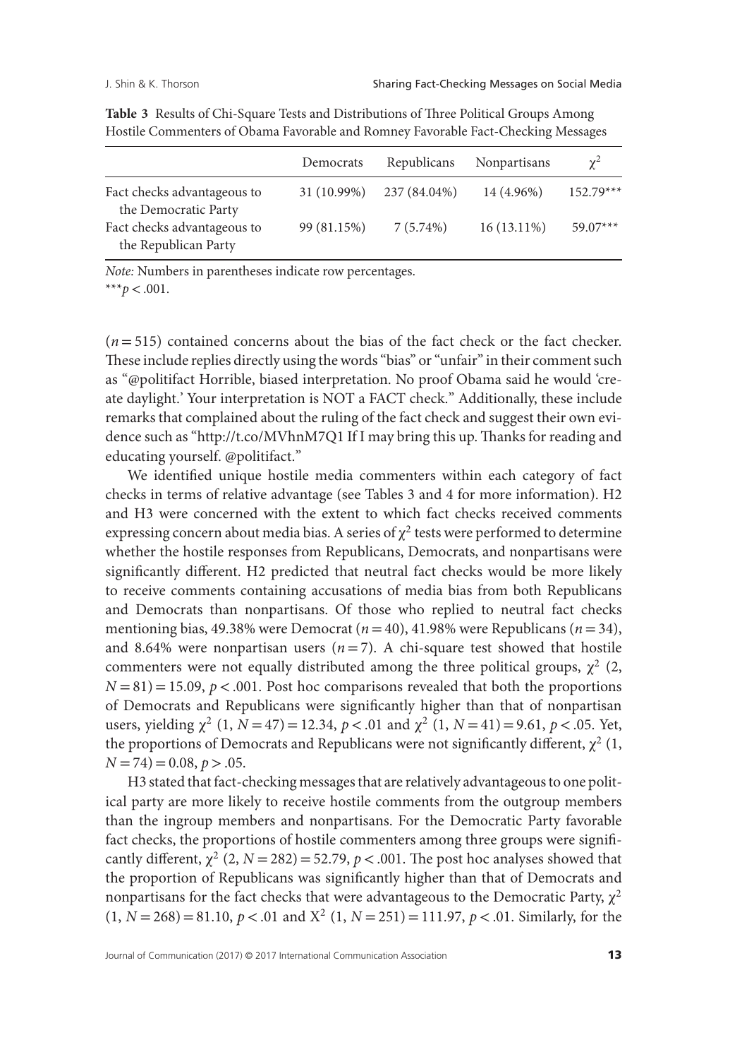**Table 3** Results of Chi-Square Tests and Distributions of Three Political Groups Among Hostile Commenters of Obama Favorable and Romney Favorable Fact-Checking Messages

| | Democrats | Republicans | Nonpartisans | $\chi^2$ |
|---|---|---|---|---|
| Fact checks advantageous to the Democratic Party | 31 (10.99%) | 237 (84.04%) | 14 (4.96%) | 152.79*** |
| Fact checks advantageous to the Republican Party | 99 (81.15%) | 7 (5.74%) | 16 (13.11%) | 59.07*** |

*Note:* Numbers in parentheses indicate row percentages.
***$p < .001$.

($n = 515$) contained concerns about the bias of the fact check or the fact checker. These include replies directly using the words "bias" or "unfair" in their comment such as "@politifact Horrible, biased interpretation. No proof Obama said he would 'create daylight.' Your interpretation is NOT a FACT check." Additionally, these include remarks that complained about the ruling of the fact check and suggest their own evidence such as "http://t.co/MVhnM7Q1 If I may bring this up. Thanks for reading and educating yourself. @politifact."

We identified unique hostile media commenters within each category of fact checks in terms of relative advantage (see Tables 3 and 4 for more information). H2 and H3 were concerned with the extent to which fact checks received comments expressing concern about media bias. A series of $\chi^2$ tests were performed to determine whether the hostile responses from Republicans, Democrats, and nonpartisans were significantly different. H2 predicted that neutral fact checks would be more likely to receive comments containing accusations of media bias from both Republicans and Democrats than nonpartisans. Of those who replied to neutral fact checks mentioning bias, 49.38% were Democrat ($n = 40$), 41.98% were Republicans ($n = 34$), and 8.64% were nonpartisan users ($n = 7$). A chi-square test showed that hostile commenters were not equally distributed among the three political groups, $\chi^2$ (2, $N = 81$) = 15.09, $p < .001$. Post hoc comparisons revealed that both the proportions of Democrats and Republicans were significantly higher than that of nonpartisan users, yielding $\chi^2$ (1, $N = 47$) = 12.34, $p < .01$ and $\chi^2$ (1, $N = 41$) = 9.61, $p < .05$. Yet, the proportions of Democrats and Republicans were not significantly different, $\chi^2$ (1, $N = 74$) = 0.08, $p > .05$.

H3 stated that fact-checking messages that are relatively advantageous to one political party are more likely to receive hostile comments from the outgroup members than the ingroup members and nonpartisans. For the Democratic Party favorable fact checks, the proportions of hostile commenters among three groups were significantly different, $\chi^2$ (2, $N = 282$) = 52.79, $p < .001$. The post hoc analyses showed that the proportion of Republicans was significantly higher than that of Democrats and nonpartisans for the fact checks that were advantageous to the Democratic Party, $\chi^2$ (1, $N = 268$) = 81.10, $p < .01$ and $X^2$ (1, $N = 251$) = 111.97, $p < .01$. Similarly, for the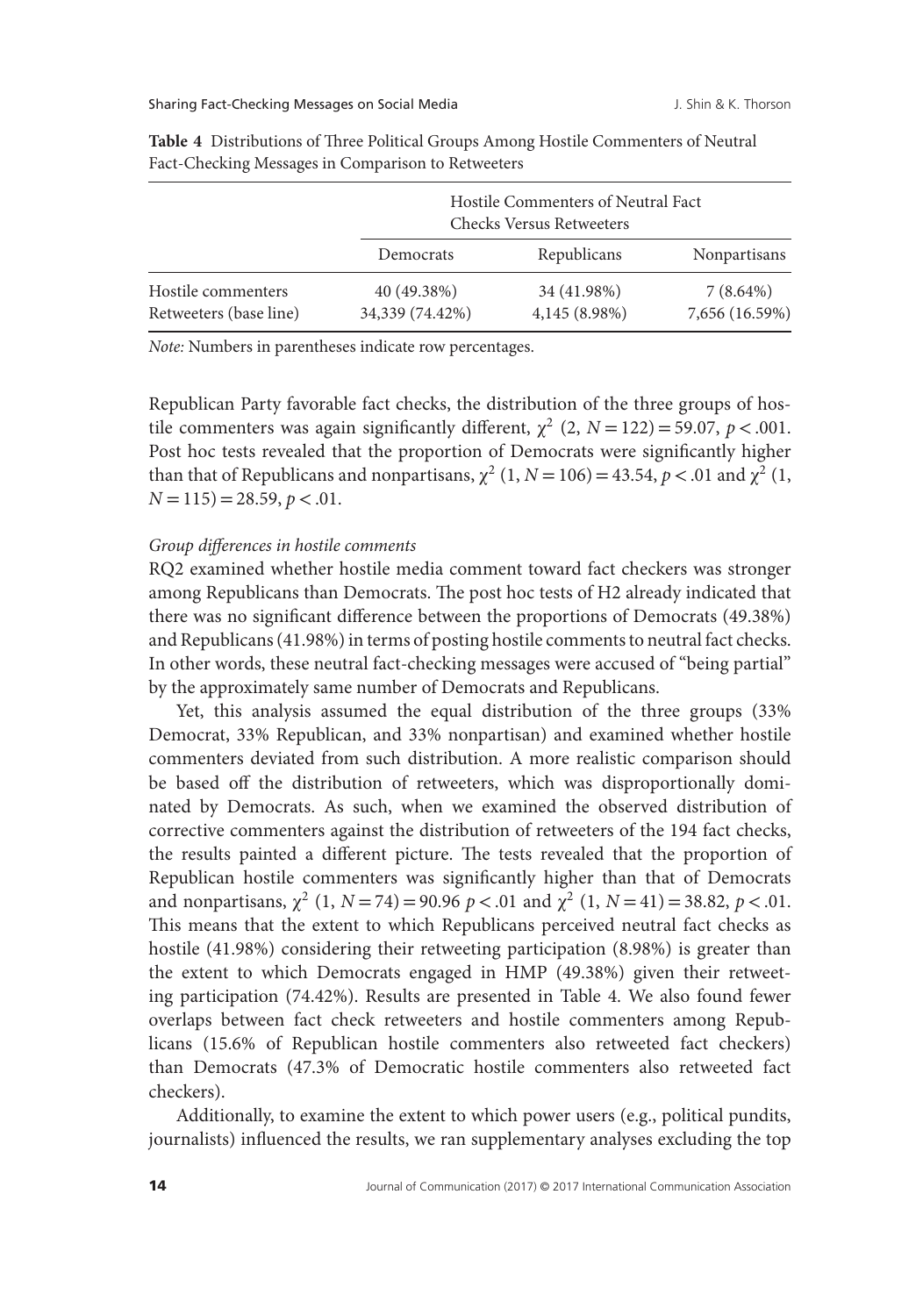**Table 4** Distributions of Three Political Groups Among Hostile Commenters of Neutral Fact-Checking Messages in Comparison to Retweeters

| | Hostile Commenters of Neutral Fact Checks Versus Retweeters | | |
|---|---|---|---|
| | Democrats | Republicans | Nonpartisans |
| Hostile commenters | 40 (49.38%) | 34 (41.98%) | 7 (8.64%) |
| Retweeters (base line) | 34,339 (74.42%) | 4,145 (8.98%) | 7,656 (16.59%) |

*Note:* Numbers in parentheses indicate row percentages.

Republican Party favorable fact checks, the distribution of the three groups of hostile commenters was again significantly different, $\chi^2$ (2, $N = 122$) = 59.07, $p < .001$. Post hoc tests revealed that the proportion of Democrats were significantly higher than that of Republicans and nonpartisans, $\chi^2$ (1, $N = 106$) = 43.54, $p < .01$ and $\chi^2$ (1, $N = 115$) = 28.59, $p < .01$.

*Group differences in hostile comments*

RQ2 examined whether hostile media comment toward fact checkers was stronger among Republicans than Democrats. The post hoc tests of H2 already indicated that there was no significant difference between the proportions of Democrats (49.38%) and Republicans (41.98%) in terms of posting hostile comments to neutral fact checks. In other words, these neutral fact-checking messages were accused of "being partial" by the approximately same number of Democrats and Republicans.

Yet, this analysis assumed the equal distribution of the three groups (33% Democrat, 33% Republican, and 33% nonpartisan) and examined whether hostile commenters deviated from such distribution. A more realistic comparison should be based off the distribution of retweeters, which was disproportionally dominated by Democrats. As such, when we examined the observed distribution of corrective commenters against the distribution of retweeters of the 194 fact checks, the results painted a different picture. The tests revealed that the proportion of Republican hostile commenters was significantly higher than that of Democrats and nonpartisans, $\chi^2$ (1, $N = 74$) = 90.96 $p < .01$ and $\chi^2$ (1, $N = 41$) = 38.82, $p < .01$. This means that the extent to which Republicans perceived neutral fact checks as hostile (41.98%) considering their retweeting participation (8.98%) is greater than the extent to which Democrats engaged in HMP (49.38%) given their retweeting participation (74.42%). Results are presented in Table 4. We also found fewer overlaps between fact check retweeters and hostile commenters among Republicans (15.6% of Republican hostile commenters also retweeted fact checkers) than Democrats (47.3% of Democratic hostile commenters also retweeted fact checkers).

Additionally, to examine the extent to which power users (e.g., political pundits, journalists) influenced the results, we ran supplementary analyses excluding the top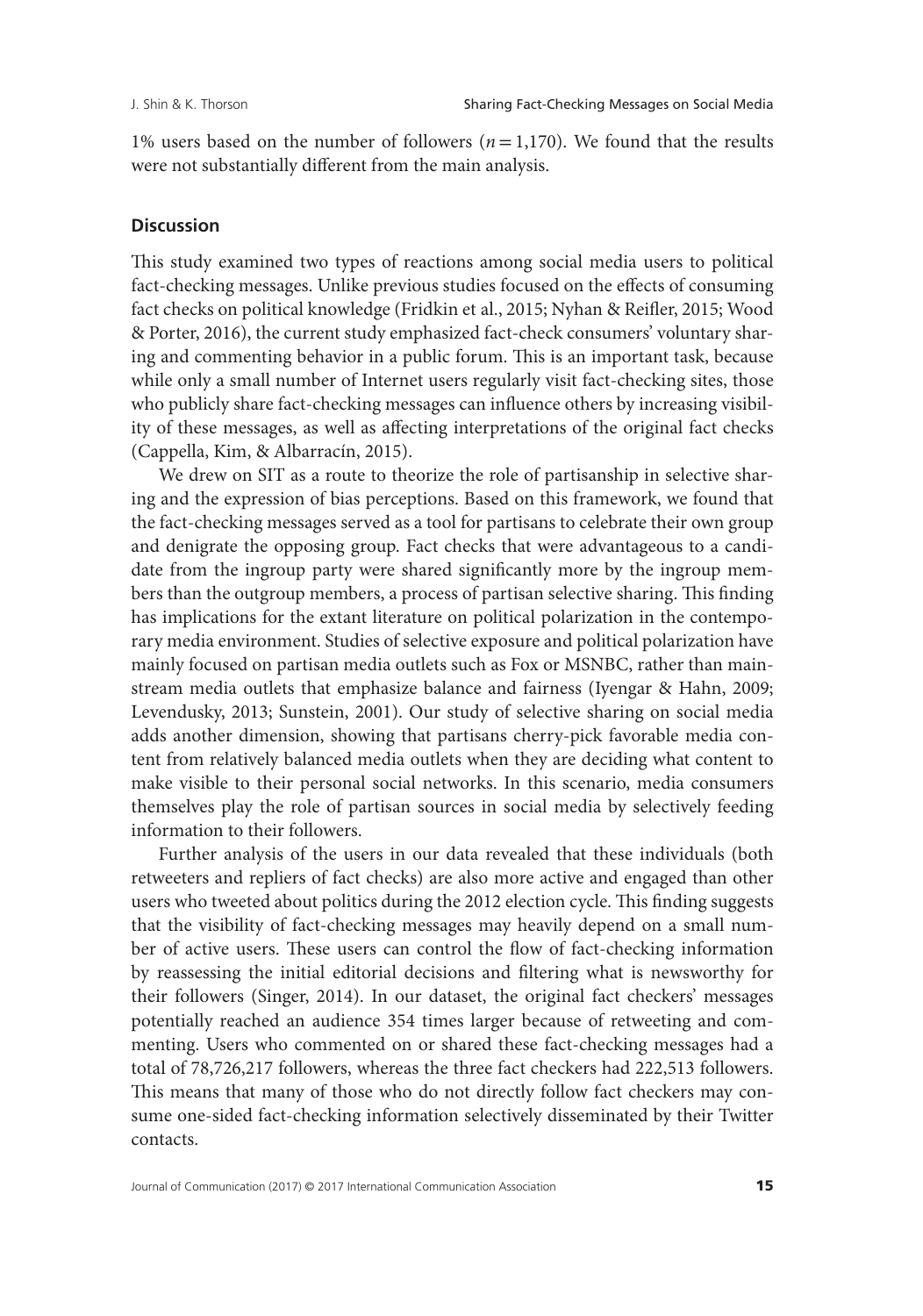1% users based on the number of followers ($n = 1{,}170$). We found that the results were not substantially different from the main analysis.

## Discussion

This study examined two types of reactions among social media users to political fact-checking messages. Unlike previous studies focused on the effects of consuming fact checks on political knowledge (Fridkin et al., 2015; Nyhan & Reifler, 2015; Wood & Porter, 2016), the current study emphasized fact-check consumers' voluntary sharing and commenting behavior in a public forum. This is an important task, because while only a small number of Internet users regularly visit fact-checking sites, those who publicly share fact-checking messages can influence others by increasing visibility of these messages, as well as affecting interpretations of the original fact checks (Cappella, Kim, & Albarracín, 2015).

We drew on SIT as a route to theorize the role of partisanship in selective sharing and the expression of bias perceptions. Based on this framework, we found that the fact-checking messages served as a tool for partisans to celebrate their own group and denigrate the opposing group. Fact checks that were advantageous to a candidate from the ingroup party were shared significantly more by the ingroup members than the outgroup members, a process of partisan selective sharing. This finding has implications for the extant literature on political polarization in the contemporary media environment. Studies of selective exposure and political polarization have mainly focused on partisan media outlets such as Fox or MSNBC, rather than mainstream media outlets that emphasize balance and fairness (Iyengar & Hahn, 2009; Levendusky, 2013; Sunstein, 2001). Our study of selective sharing on social media adds another dimension, showing that partisans cherry-pick favorable media content from relatively balanced media outlets when they are deciding what content to make visible to their personal social networks. In this scenario, media consumers themselves play the role of partisan sources in social media by selectively feeding information to their followers.

Further analysis of the users in our data revealed that these individuals (both retweeters and repliers of fact checks) are also more active and engaged than other users who tweeted about politics during the 2012 election cycle. This finding suggests that the visibility of fact-checking messages may heavily depend on a small number of active users. These users can control the flow of fact-checking information by reassessing the initial editorial decisions and filtering what is newsworthy for their followers (Singer, 2014). In our dataset, the original fact checkers' messages potentially reached an audience 354 times larger because of retweeting and commenting. Users who commented on or shared these fact-checking messages had a total of 78,726,217 followers, whereas the three fact checkers had 222,513 followers. This means that many of those who do not directly follow fact checkers may consume one-sided fact-checking information selectively disseminated by their Twitter contacts.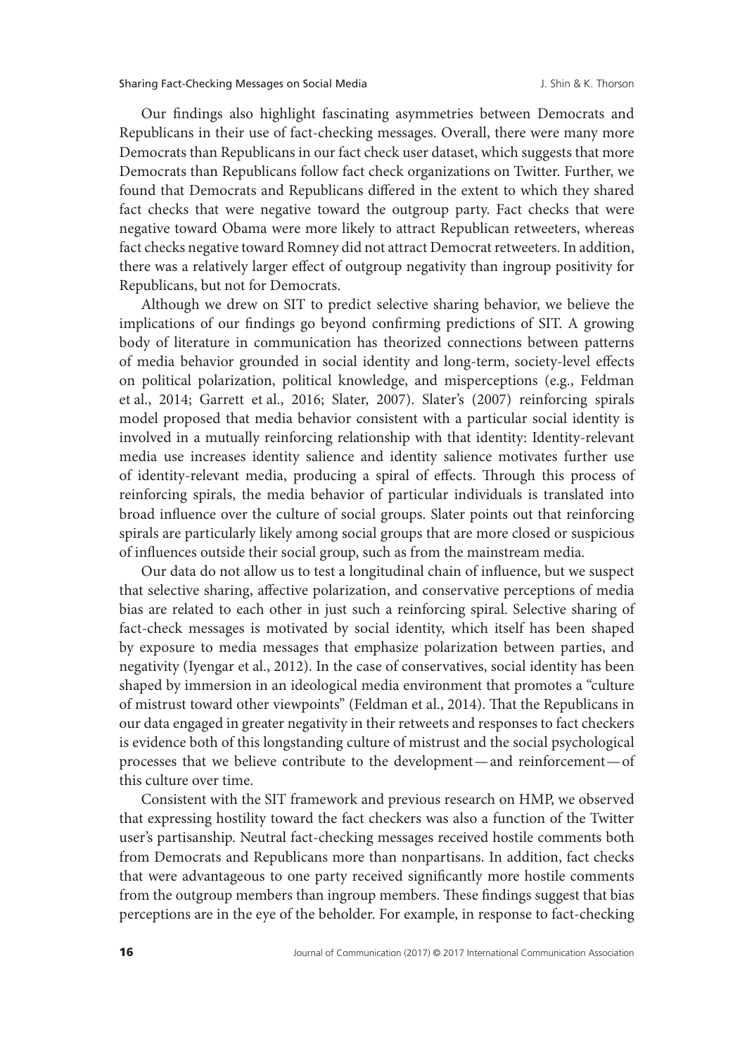Our findings also highlight fascinating asymmetries between Democrats and Republicans in their use of fact-checking messages. Overall, there were many more Democrats than Republicans in our fact check user dataset, which suggests that more Democrats than Republicans follow fact check organizations on Twitter. Further, we found that Democrats and Republicans differed in the extent to which they shared fact checks that were negative toward the outgroup party. Fact checks that were negative toward Obama were more likely to attract Republican retweeters, whereas fact checks negative toward Romney did not attract Democrat retweeters. In addition, there was a relatively larger effect of outgroup negativity than ingroup positivity for Republicans, but not for Democrats.

Although we drew on SIT to predict selective sharing behavior, we believe the implications of our findings go beyond confirming predictions of SIT. A growing body of literature in communication has theorized connections between patterns of media behavior grounded in social identity and long-term, society-level effects on political polarization, political knowledge, and misperceptions (e.g., Feldman et al., 2014; Garrett et al., 2016; Slater, 2007). Slater's (2007) reinforcing spirals model proposed that media behavior consistent with a particular social identity is involved in a mutually reinforcing relationship with that identity: Identity-relevant media use increases identity salience and identity salience motivates further use of identity-relevant media, producing a spiral of effects. Through this process of reinforcing spirals, the media behavior of particular individuals is translated into broad influence over the culture of social groups. Slater points out that reinforcing spirals are particularly likely among social groups that are more closed or suspicious of influences outside their social group, such as from the mainstream media.

Our data do not allow us to test a longitudinal chain of influence, but we suspect that selective sharing, affective polarization, and conservative perceptions of media bias are related to each other in just such a reinforcing spiral. Selective sharing of fact-check messages is motivated by social identity, which itself has been shaped by exposure to media messages that emphasize polarization between parties, and negativity (Iyengar et al., 2012). In the case of conservatives, social identity has been shaped by immersion in an ideological media environment that promotes a "culture of mistrust toward other viewpoints" (Feldman et al., 2014). That the Republicans in our data engaged in greater negativity in their retweets and responses to fact checkers is evidence both of this longstanding culture of mistrust and the social psychological processes that we believe contribute to the development—and reinforcement—of this culture over time.

Consistent with the SIT framework and previous research on HMP, we observed that expressing hostility toward the fact checkers was also a function of the Twitter user's partisanship. Neutral fact-checking messages received hostile comments both from Democrats and Republicans more than nonpartisans. In addition, fact checks that were advantageous to one party received significantly more hostile comments from the outgroup members than ingroup members. These findings suggest that bias perceptions are in the eye of the beholder. For example, in response to fact-checking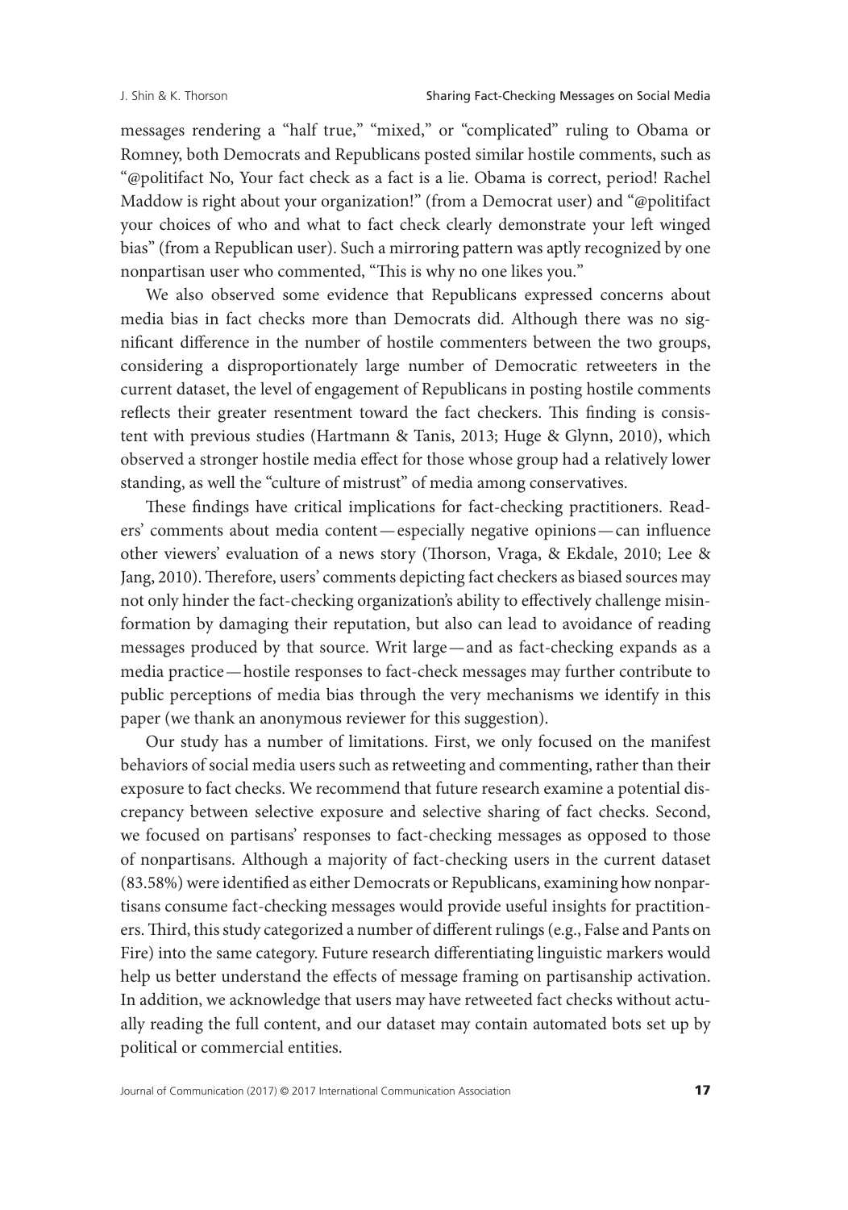messages rendering a "half true," "mixed," or "complicated" ruling to Obama or Romney, both Democrats and Republicans posted similar hostile comments, such as "@politifact No, Your fact check as a fact is a lie. Obama is correct, period! Rachel Maddow is right about your organization!" (from a Democrat user) and "@politifact your choices of who and what to fact check clearly demonstrate your left winged bias" (from a Republican user). Such a mirroring pattern was aptly recognized by one nonpartisan user who commented, "This is why no one likes you."

We also observed some evidence that Republicans expressed concerns about media bias in fact checks more than Democrats did. Although there was no significant difference in the number of hostile commenters between the two groups, considering a disproportionately large number of Democratic retweeters in the current dataset, the level of engagement of Republicans in posting hostile comments reflects their greater resentment toward the fact checkers. This finding is consistent with previous studies (Hartmann & Tanis, 2013; Huge & Glynn, 2010), which observed a stronger hostile media effect for those whose group had a relatively lower standing, as well the "culture of mistrust" of media among conservatives.

These findings have critical implications for fact-checking practitioners. Readers' comments about media content—especially negative opinions—can influence other viewers' evaluation of a news story (Thorson, Vraga, & Ekdale, 2010; Lee & Jang, 2010). Therefore, users' comments depicting fact checkers as biased sources may not only hinder the fact-checking organization's ability to effectively challenge misinformation by damaging their reputation, but also can lead to avoidance of reading messages produced by that source. Writ large—and as fact-checking expands as a media practice—hostile responses to fact-check messages may further contribute to public perceptions of media bias through the very mechanisms we identify in this paper (we thank an anonymous reviewer for this suggestion).

Our study has a number of limitations. First, we only focused on the manifest behaviors of social media users such as retweeting and commenting, rather than their exposure to fact checks. We recommend that future research examine a potential discrepancy between selective exposure and selective sharing of fact checks. Second, we focused on partisans' responses to fact-checking messages as opposed to those of nonpartisans. Although a majority of fact-checking users in the current dataset (83.58%) were identified as either Democrats or Republicans, examining how nonpartisans consume fact-checking messages would provide useful insights for practitioners. Third, this study categorized a number of different rulings (e.g., False and Pants on Fire) into the same category. Future research differentiating linguistic markers would help us better understand the effects of message framing on partisanship activation. In addition, we acknowledge that users may have retweeted fact checks without actually reading the full content, and our dataset may contain automated bots set up by political or commercial entities.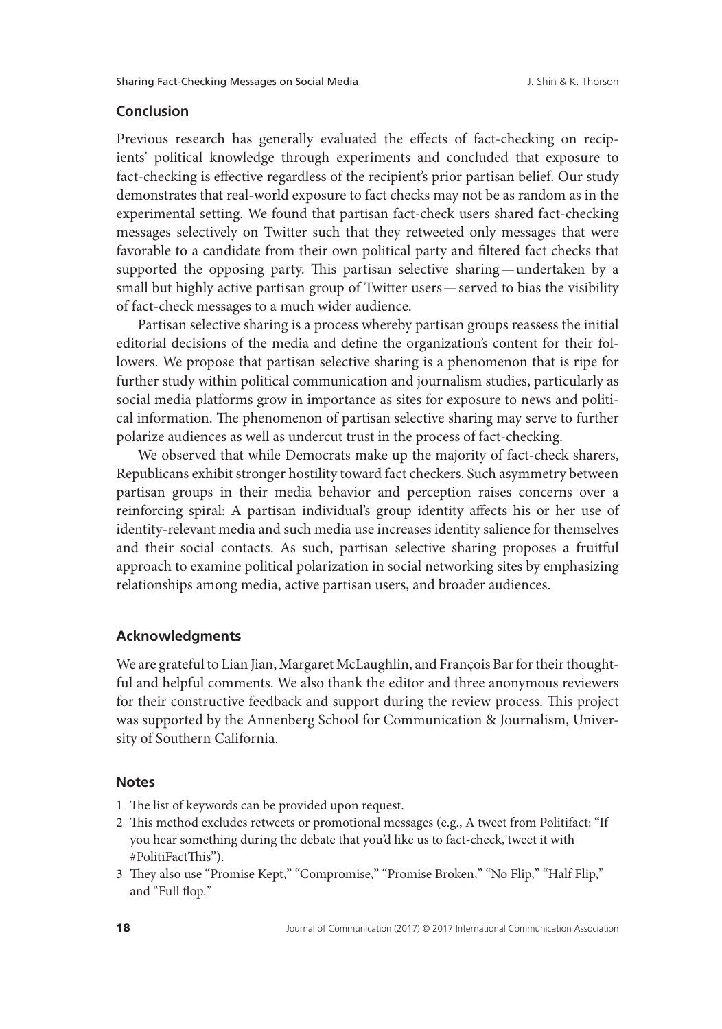## Conclusion

Previous research has generally evaluated the effects of fact-checking on recipients' political knowledge through experiments and concluded that exposure to fact-checking is effective regardless of the recipient's prior partisan belief. Our study demonstrates that real-world exposure to fact checks may not be as random as in the experimental setting. We found that partisan fact-check users shared fact-checking messages selectively on Twitter such that they retweeted only messages that were favorable to a candidate from their own political party and filtered fact checks that supported the opposing party. This partisan selective sharing—undertaken by a small but highly active partisan group of Twitter users—served to bias the visibility of fact-check messages to a much wider audience.

Partisan selective sharing is a process whereby partisan groups reassess the initial editorial decisions of the media and define the organization's content for their followers. We propose that partisan selective sharing is a phenomenon that is ripe for further study within political communication and journalism studies, particularly as social media platforms grow in importance as sites for exposure to news and political information. The phenomenon of partisan selective sharing may serve to further polarize audiences as well as undercut trust in the process of fact-checking.

We observed that while Democrats make up the majority of fact-check sharers, Republicans exhibit stronger hostility toward fact checkers. Such asymmetry between partisan groups in their media behavior and perception raises concerns over a reinforcing spiral: A partisan individual's group identity affects his or her use of identity-relevant media and such media use increases identity salience for themselves and their social contacts. As such, partisan selective sharing proposes a fruitful approach to examine political polarization in social networking sites by emphasizing relationships among media, active partisan users, and broader audiences.

## Acknowledgments

We are grateful to Lian Jian, Margaret McLaughlin, and François Bar for their thoughtful and helpful comments. We also thank the editor and three anonymous reviewers for their constructive feedback and support during the review process. This project was supported by the Annenberg School for Communication & Journalism, University of Southern California.

## Notes

1 The list of keywords can be provided upon request.
2 This method excludes retweets or promotional messages (e.g., A tweet from Politifact: "If you hear something during the debate that you'd like us to fact-check, tweet it with #PolitiFactThis").
3 They also use "Promise Kept," "Compromise," "Promise Broken," "No Flip," "Half Flip," and "Full flop."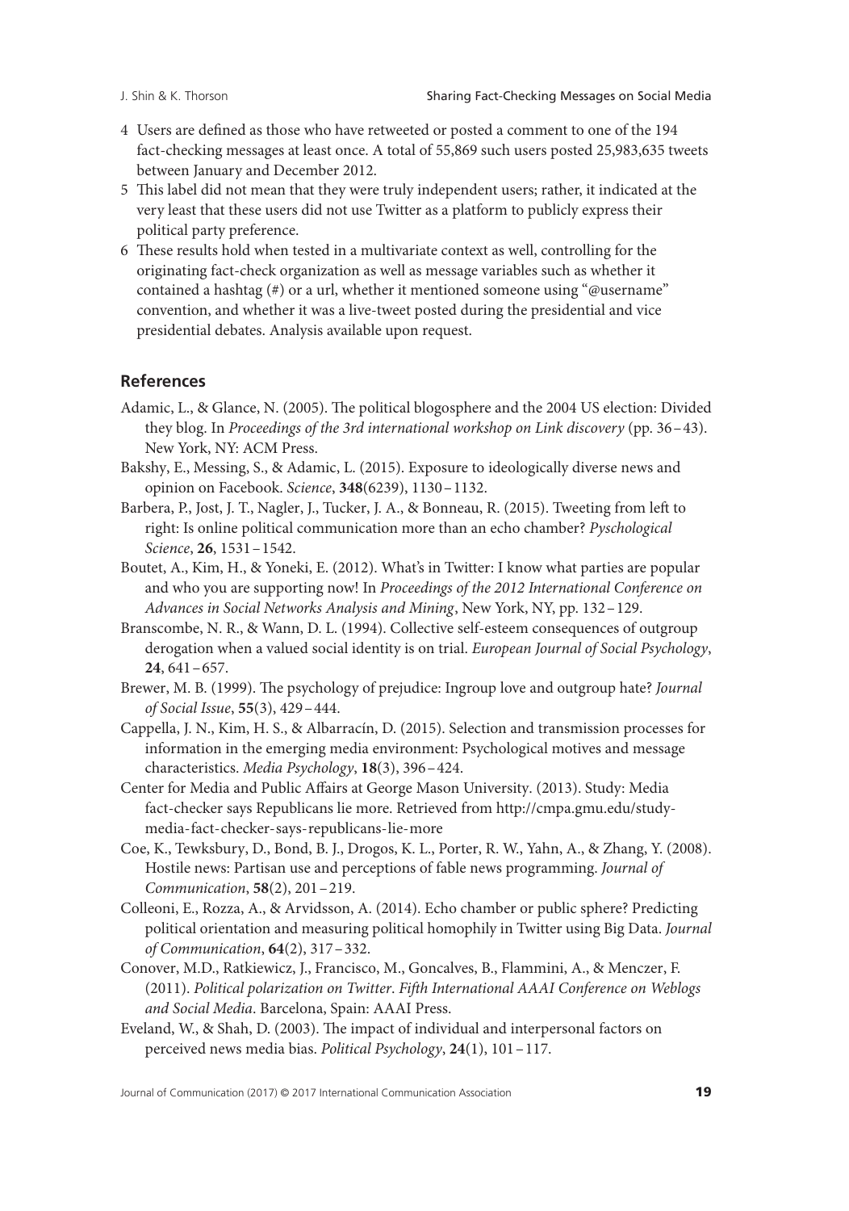4 Users are defined as those who have retweeted or posted a comment to one of the 194 fact-checking messages at least once. A total of 55,869 such users posted 25,983,635 tweets between January and December 2012.

5 This label did not mean that they were truly independent users; rather, it indicated at the very least that these users did not use Twitter as a platform to publicly express their political party preference.

6 These results hold when tested in a multivariate context as well, controlling for the originating fact-check organization as well as message variables such as whether it contained a hashtag (#) or a url, whether it mentioned someone using "@username" convention, and whether it was a live-tweet posted during the presidential and vice presidential debates. Analysis available upon request.

## References

Adamic, L., & Glance, N. (2005). The political blogosphere and the 2004 US election: Divided they blog. In *Proceedings of the 3rd international workshop on Link discovery* (pp. 36–43). New York, NY: ACM Press.

Bakshy, E., Messing, S., & Adamic, L. (2015). Exposure to ideologically diverse news and opinion on Facebook. *Science*, **348**(6239), 1130–1132.

Barbera, P., Jost, J. T., Nagler, J., Tucker, J. A., & Bonneau, R. (2015). Tweeting from left to right: Is online political communication more than an echo chamber? *Pyschological Science*, **26**, 1531–1542.

Boutet, A., Kim, H., & Yoneki, E. (2012). What's in Twitter: I know what parties are popular and who you are supporting now! In *Proceedings of the 2012 International Conference on Advances in Social Networks Analysis and Mining*, New York, NY, pp. 132–129.

Branscombe, N. R., & Wann, D. L. (1994). Collective self-esteem consequences of outgroup derogation when a valued social identity is on trial. *European Journal of Social Psychology*, **24**, 641–657.

Brewer, M. B. (1999). The psychology of prejudice: Ingroup love and outgroup hate? *Journal of Social Issue*, **55**(3), 429–444.

Cappella, J. N., Kim, H. S., & Albarracín, D. (2015). Selection and transmission processes for information in the emerging media environment: Psychological motives and message characteristics. *Media Psychology*, **18**(3), 396–424.

Center for Media and Public Affairs at George Mason University. (2013). Study: Media fact-checker says Republicans lie more. Retrieved from http://cmpa.gmu.edu/study-media-fact-checker-says-republicans-lie-more

Coe, K., Tewksbury, D., Bond, B. J., Drogos, K. L., Porter, R. W., Yahn, A., & Zhang, Y. (2008). Hostile news: Partisan use and perceptions of fable news programming. *Journal of Communication*, **58**(2), 201–219.

Colleoni, E., Rozza, A., & Arvidsson, A. (2014). Echo chamber or public sphere? Predicting political orientation and measuring political homophily in Twitter using Big Data. *Journal of Communication*, **64**(2), 317–332.

Conover, M.D., Ratkiewicz, J., Francisco, M., Goncalves, B., Flammini, A., & Menczer, F. (2011). *Political polarization on Twitter*. *Fifth International AAAI Conference on Weblogs and Social Media*. Barcelona, Spain: AAAI Press.

Eveland, W., & Shah, D. (2003). The impact of individual and interpersonal factors on perceived news media bias. *Political Psychology*, **24**(1), 101–117.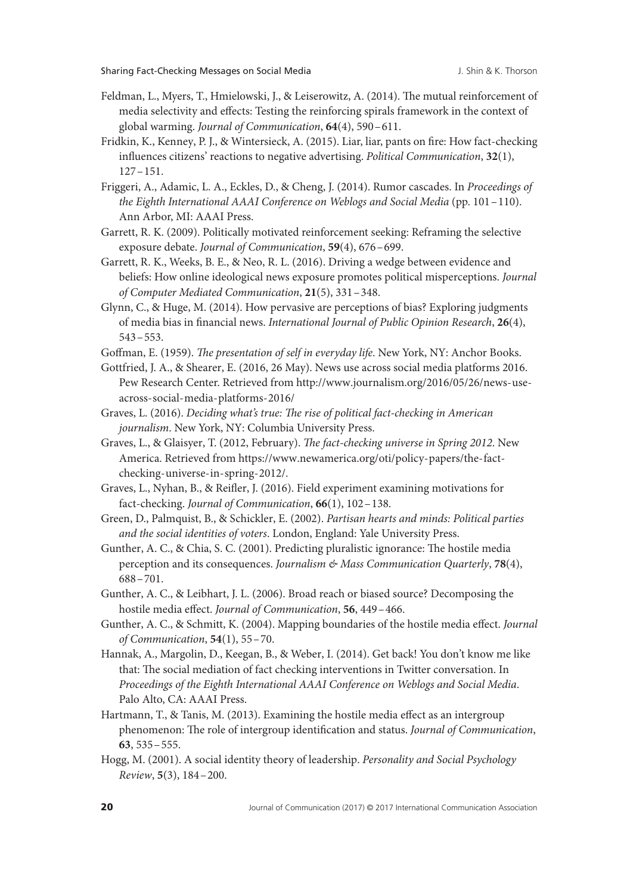Feldman, L., Myers, T., Hmielowski, J., & Leiserowitz, A. (2014). The mutual reinforcement of media selectivity and effects: Testing the reinforcing spirals framework in the context of global warming. *Journal of Communication*, **64**(4), 590 – 611.

Fridkin, K., Kenney, P. J., & Wintersieck, A. (2015). Liar, liar, pants on fire: How fact-checking influences citizens' reactions to negative advertising. *Political Communication*, **32**(1), 127 – 151.

Friggeri, A., Adamic, L. A., Eckles, D., & Cheng, J. (2014). Rumor cascades. In *Proceedings of the Eighth International AAAI Conference on Weblogs and Social Media* (pp. 101 – 110). Ann Arbor, MI: AAAI Press.

Garrett, R. K. (2009). Politically motivated reinforcement seeking: Reframing the selective exposure debate. *Journal of Communication*, **59**(4), 676 – 699.

Garrett, R. K., Weeks, B. E., & Neo, R. L. (2016). Driving a wedge between evidence and beliefs: How online ideological news exposure promotes political misperceptions. *Journal of Computer Mediated Communication*, **21**(5), 331 – 348.

Glynn, C., & Huge, M. (2014). How pervasive are perceptions of bias? Exploring judgments of media bias in financial news. *International Journal of Public Opinion Research*, **26**(4), 543 – 553.

Goffman, E. (1959). *The presentation of self in everyday life*. New York, NY: Anchor Books.

Gottfried, J. A., & Shearer, E. (2016, 26 May). News use across social media platforms 2016. Pew Research Center. Retrieved from http://www.journalism.org/2016/05/26/news-use-across-social-media-platforms-2016/

Graves, L. (2016). *Deciding what's true: The rise of political fact-checking in American journalism*. New York, NY: Columbia University Press.

Graves, L., & Glaisyer, T. (2012, February). *The fact-checking universe in Spring 2012*. New America. Retrieved from https://www.newamerica.org/oti/policy-papers/the-fact-checking-universe-in-spring-2012/.

Graves, L., Nyhan, B., & Reifler, J. (2016). Field experiment examining motivations for fact-checking. *Journal of Communication*, **66**(1), 102 – 138.

Green, D., Palmquist, B., & Schickler, E. (2002). *Partisan hearts and minds: Political parties and the social identities of voters*. London, England: Yale University Press.

Gunther, A. C., & Chia, S. C. (2001). Predicting pluralistic ignorance: The hostile media perception and its consequences. *Journalism & Mass Communication Quarterly*, **78**(4), 688 – 701.

Gunther, A. C., & Leibhart, J. L. (2006). Broad reach or biased source? Decomposing the hostile media effect. *Journal of Communication*, **56**, 449 – 466.

Gunther, A. C., & Schmitt, K. (2004). Mapping boundaries of the hostile media effect. *Journal of Communication*, **54**(1), 55 – 70.

Hannak, A., Margolin, D., Keegan, B., & Weber, I. (2014). Get back! You don't know me like that: The social mediation of fact checking interventions in Twitter conversation. In *Proceedings of the Eighth International AAAI Conference on Weblogs and Social Media*. Palo Alto, CA: AAAI Press.

Hartmann, T., & Tanis, M. (2013). Examining the hostile media effect as an intergroup phenomenon: The role of intergroup identification and status. *Journal of Communication*, **63**, 535 – 555.

Hogg, M. (2001). A social identity theory of leadership. *Personality and Social Psychology Review*, **5**(3), 184 – 200.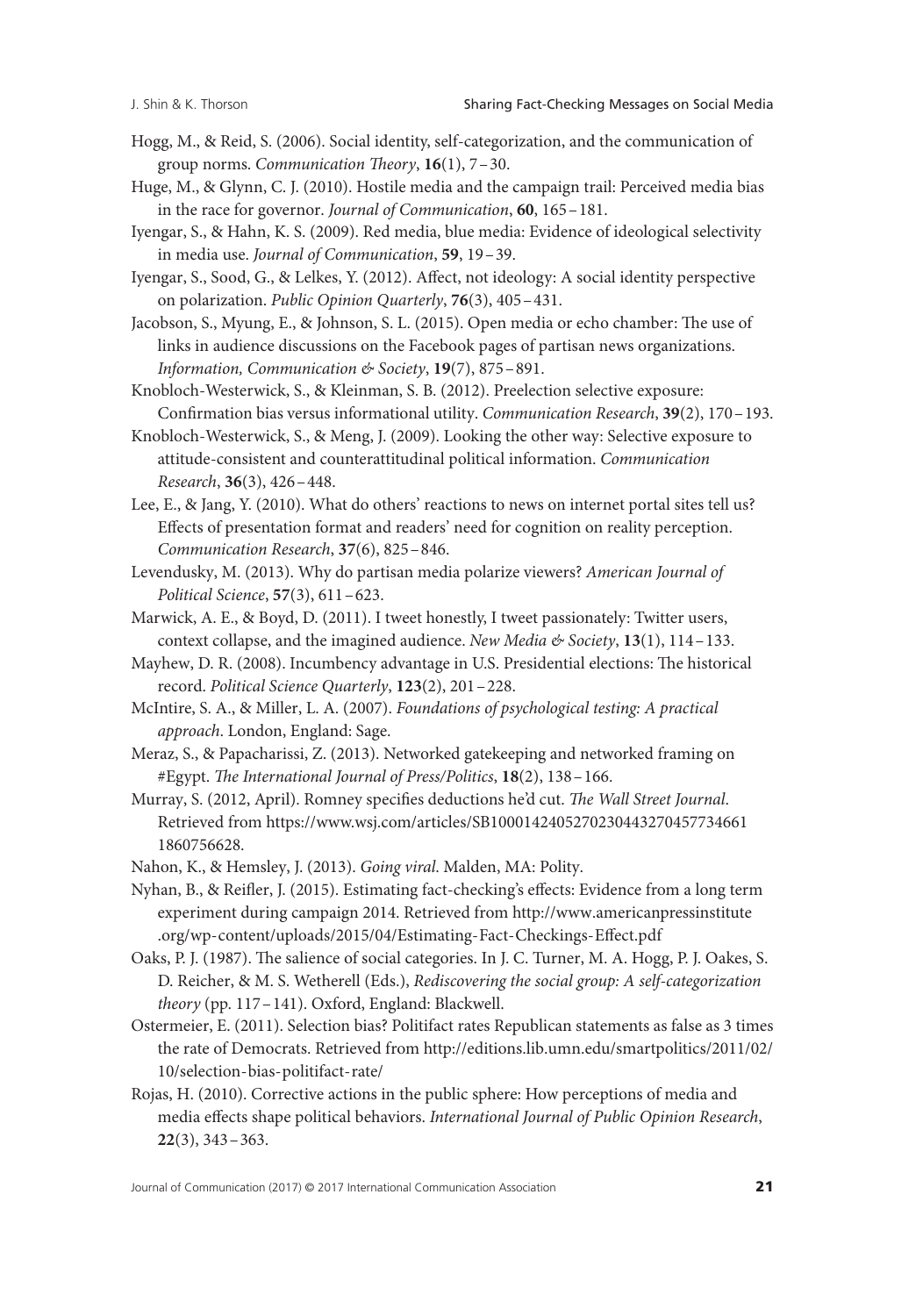Hogg, M., & Reid, S. (2006). Social identity, self-categorization, and the communication of group norms. *Communication Theory*, **16**(1), 7 – 30.

Huge, M., & Glynn, C. J. (2010). Hostile media and the campaign trail: Perceived media bias in the race for governor. *Journal of Communication*, **60**, 165 – 181.

Iyengar, S., & Hahn, K. S. (2009). Red media, blue media: Evidence of ideological selectivity in media use. *Journal of Communication*, **59**, 19 – 39.

Iyengar, S., Sood, G., & Lelkes, Y. (2012). Affect, not ideology: A social identity perspective on polarization. *Public Opinion Quarterly*, **76**(3), 405 – 431.

Jacobson, S., Myung, E., & Johnson, S. L. (2015). Open media or echo chamber: The use of links in audience discussions on the Facebook pages of partisan news organizations. *Information, Communication & Society*, **19**(7), 875 – 891.

Knobloch-Westerwick, S., & Kleinman, S. B. (2012). Preelection selective exposure: Confirmation bias versus informational utility. *Communication Research*, **39**(2), 170 – 193.

Knobloch-Westerwick, S., & Meng, J. (2009). Looking the other way: Selective exposure to attitude-consistent and counterattitudinal political information. *Communication Research*, **36**(3), 426 – 448.

Lee, E., & Jang, Y. (2010). What do others' reactions to news on internet portal sites tell us? Effects of presentation format and readers' need for cognition on reality perception. *Communication Research*, **37**(6), 825 – 846.

Levendusky, M. (2013). Why do partisan media polarize viewers? *American Journal of Political Science*, **57**(3), 611 – 623.

Marwick, A. E., & Boyd, D. (2011). I tweet honestly, I tweet passionately: Twitter users, context collapse, and the imagined audience. *New Media & Society*, **13**(1), 114 – 133.

Mayhew, D. R. (2008). Incumbency advantage in U.S. Presidential elections: The historical record. *Political Science Quarterly*, **123**(2), 201 – 228.

McIntire, S. A., & Miller, L. A. (2007). *Foundations of psychological testing: A practical approach*. London, England: Sage.

Meraz, S., & Papacharissi, Z. (2013). Networked gatekeeping and networked framing on #Egypt. *The International Journal of Press/Politics*, **18**(2), 138 – 166.

Murray, S. (2012, April). Romney specifies deductions he'd cut. *The Wall Street Journal*. Retrieved from https://www.wsj.com/articles/SB10001424052702304432704577346611860756628.

Nahon, K., & Hemsley, J. (2013). *Going viral*. Malden, MA: Polity.

Nyhan, B., & Reifler, J. (2015). Estimating fact-checking's effects: Evidence from a long term experiment during campaign 2014. Retrieved from http://www.americanpressinstitute.org/wp-content/uploads/2015/04/Estimating-Fact-Checkings-Effect.pdf

Oaks, P. J. (1987). The salience of social categories. In J. C. Turner, M. A. Hogg, P. J. Oakes, S. D. Reicher, & M. S. Wetherell (Eds.), *Rediscovering the social group: A self-categorization theory* (pp. 117 – 141). Oxford, England: Blackwell.

Ostermeier, E. (2011). Selection bias? Politifact rates Republican statements as false as 3 times the rate of Democrats. Retrieved from http://editions.lib.umn.edu/smartpolitics/2011/02/10/selection-bias-politifact-rate/

Rojas, H. (2010). Corrective actions in the public sphere: How perceptions of media and media effects shape political behaviors. *International Journal of Public Opinion Research*, **22**(3), 343 – 363.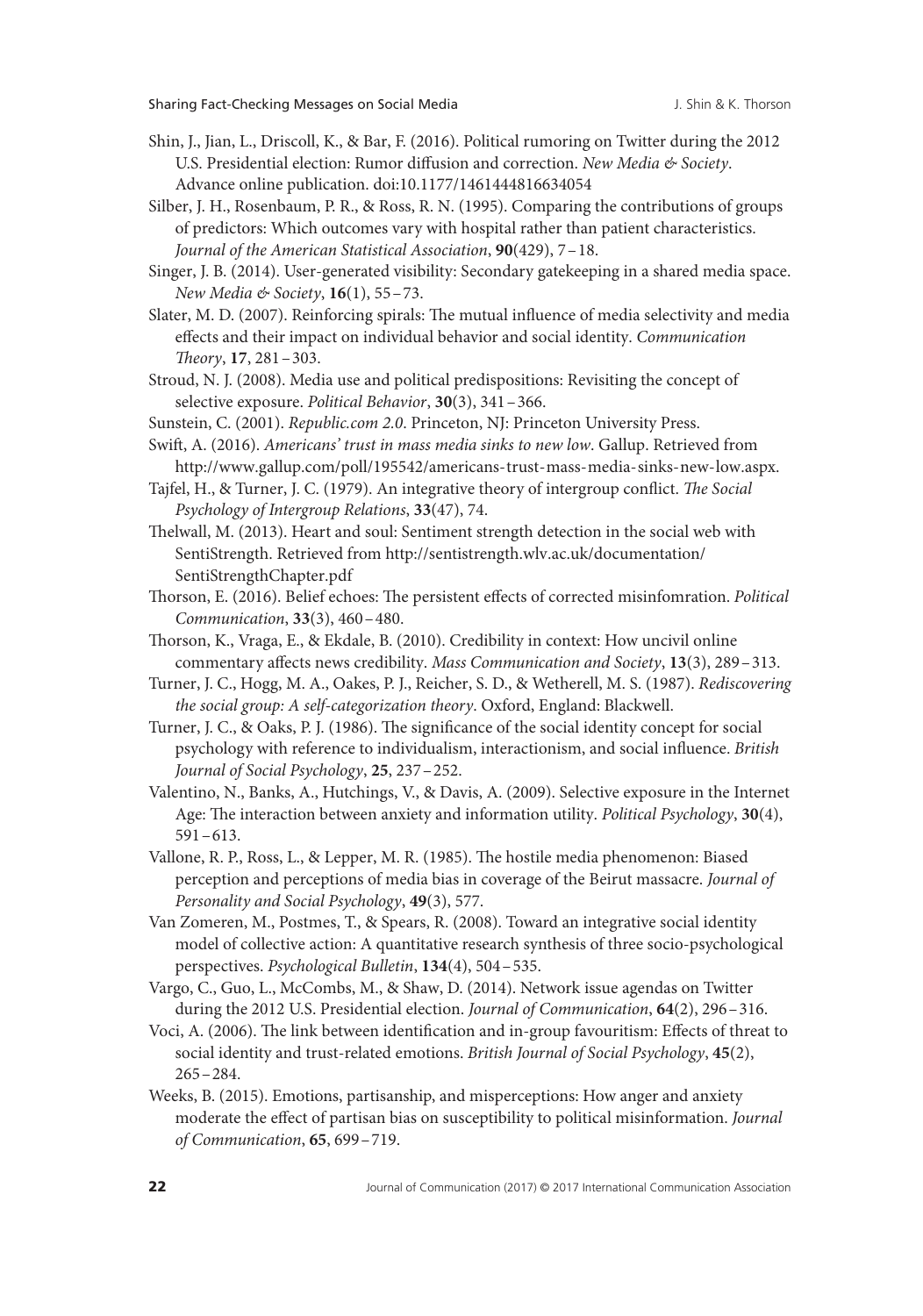Shin, J., Jian, L., Driscoll, K., & Bar, F. (2016). Political rumoring on Twitter during the 2012 U.S. Presidential election: Rumor diffusion and correction. *New Media & Society*. Advance online publication. doi:10.1177/1461444816634054

Silber, J. H., Rosenbaum, P. R., & Ross, R. N. (1995). Comparing the contributions of groups of predictors: Which outcomes vary with hospital rather than patient characteristics. *Journal of the American Statistical Association*, **90**(429), 7–18.

Singer, J. B. (2014). User-generated visibility: Secondary gatekeeping in a shared media space. *New Media & Society*, **16**(1), 55–73.

Slater, M. D. (2007). Reinforcing spirals: The mutual influence of media selectivity and media effects and their impact on individual behavior and social identity. *Communication Theory*, **17**, 281–303.

Stroud, N. J. (2008). Media use and political predispositions: Revisiting the concept of selective exposure. *Political Behavior*, **30**(3), 341–366.

Sunstein, C. (2001). *Republic.com 2.0*. Princeton, NJ: Princeton University Press.

Swift, A. (2016). *Americans' trust in mass media sinks to new low*. Gallup. Retrieved from http://www.gallup.com/poll/195542/americans-trust-mass-media-sinks-new-low.aspx.

Tajfel, H., & Turner, J. C. (1979). An integrative theory of intergroup conflict. *The Social Psychology of Intergroup Relations*, **33**(47), 74.

Thelwall, M. (2013). Heart and soul: Sentiment strength detection in the social web with SentiStrength. Retrieved from http://sentistrength.wlv.ac.uk/documentation/SentiStrengthChapter.pdf

Thorson, E. (2016). Belief echoes: The persistent effects of corrected misinfomration. *Political Communication*, **33**(3), 460–480.

Thorson, K., Vraga, E., & Ekdale, B. (2010). Credibility in context: How uncivil online commentary affects news credibility. *Mass Communication and Society*, **13**(3), 289–313.

Turner, J. C., Hogg, M. A., Oakes, P. J., Reicher, S. D., & Wetherell, M. S. (1987). *Rediscovering the social group: A self-categorization theory*. Oxford, England: Blackwell.

Turner, J. C., & Oaks, P. J. (1986). The significance of the social identity concept for social psychology with reference to individualism, interactionism, and social influence. *British Journal of Social Psychology*, **25**, 237–252.

Valentino, N., Banks, A., Hutchings, V., & Davis, A. (2009). Selective exposure in the Internet Age: The interaction between anxiety and information utility. *Political Psychology*, **30**(4), 591–613.

Vallone, R. P., Ross, L., & Lepper, M. R. (1985). The hostile media phenomenon: Biased perception and perceptions of media bias in coverage of the Beirut massacre. *Journal of Personality and Social Psychology*, **49**(3), 577.

Van Zomeren, M., Postmes, T., & Spears, R. (2008). Toward an integrative social identity model of collective action: A quantitative research synthesis of three socio-psychological perspectives. *Psychological Bulletin*, **134**(4), 504–535.

Vargo, C., Guo, L., McCombs, M., & Shaw, D. (2014). Network issue agendas on Twitter during the 2012 U.S. Presidential election. *Journal of Communication*, **64**(2), 296–316.

Voci, A. (2006). The link between identification and in-group favouritism: Effects of threat to social identity and trust-related emotions. *British Journal of Social Psychology*, **45**(2), 265–284.

Weeks, B. (2015). Emotions, partisanship, and misperceptions: How anger and anxiety moderate the effect of partisan bias on susceptibility to political misinformation. *Journal of Communication*, **65**, 699–719.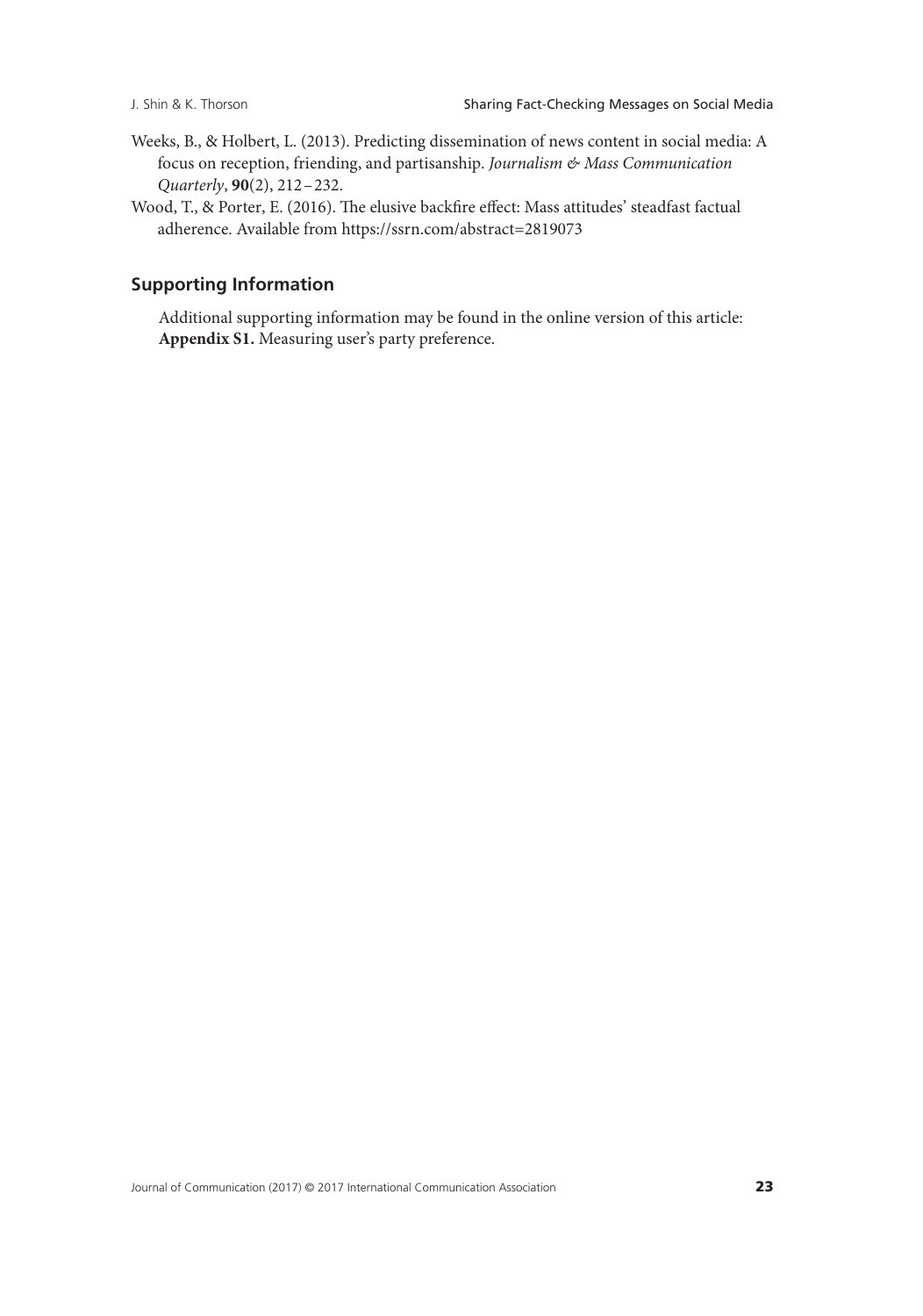Weeks, B., & Holbert, L. (2013). Predicting dissemination of news content in social media: A focus on reception, friending, and partisanship. *Journalism & Mass Communication Quarterly*, **90**(2), 212–232.

Wood, T., & Porter, E. (2016). The elusive backfire effect: Mass attitudes' steadfast factual adherence. Available from https://ssrn.com/abstract=2819073

## Supporting Information

Additional supporting information may be found in the online version of this article:
**Appendix S1.** Measuring user's party preference.